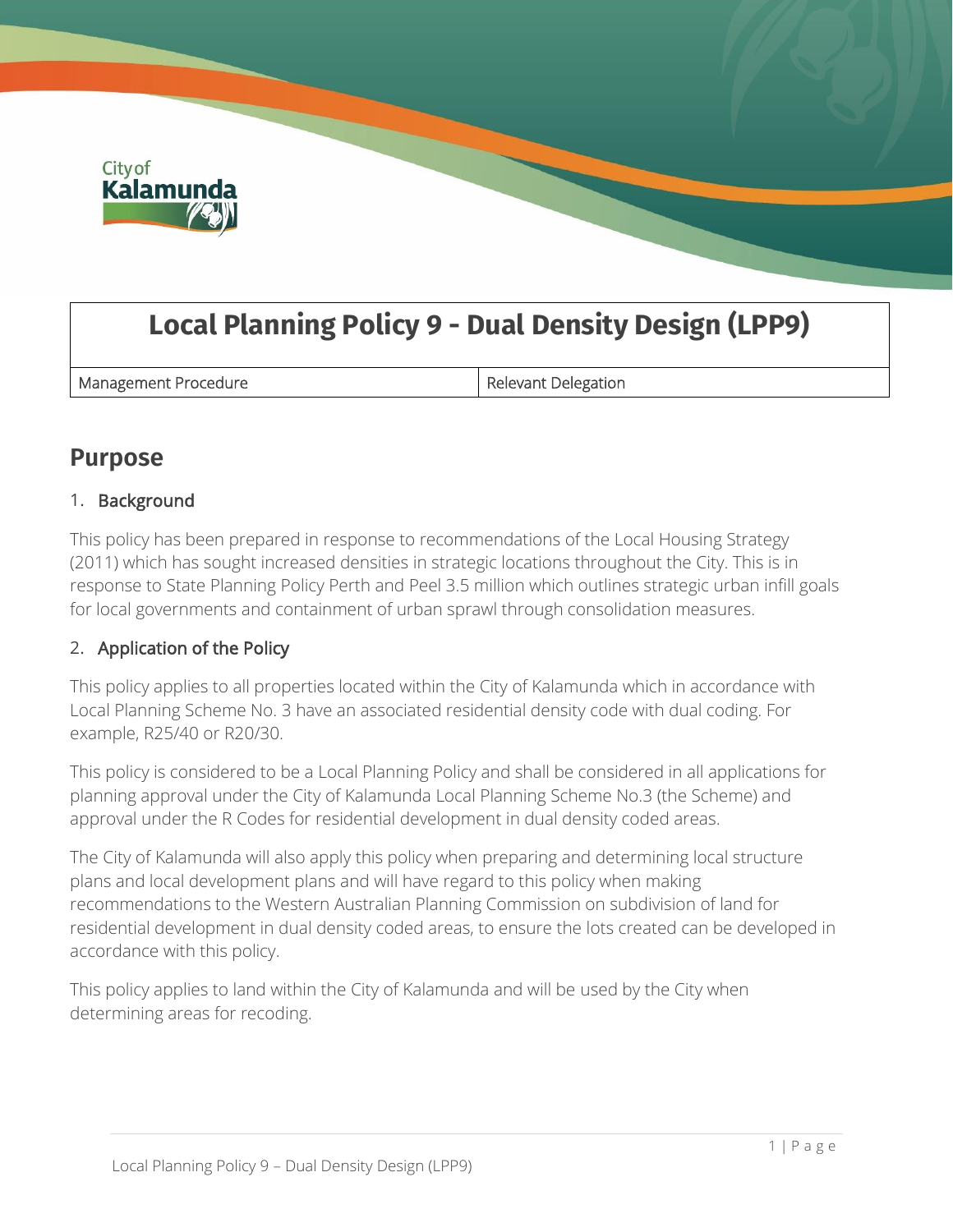# Local Planning Policy 9 - Dual Density Design (LPP9)

| Management Procedure | Relevant Delegation |
| --- | --- |

## Purpose

### 1. Background

This policy has been prepared in response to recommendations of the Local Housing Strategy (2011) which has sought increased densities in strategic locations throughout the City. This is in response to State Planning Policy Perth and Peel 3.5 million which outlines strategic urban infill goals for local governments and containment of urban sprawl through consolidation measures.

### 2. Application of the Policy

This policy applies to all properties located within the City of Kalamunda which in accordance with Local Planning Scheme No. 3 have an associated residential density code with dual coding. For example, R25/40 or R20/30.

This policy is considered to be a Local Planning Policy and shall be considered in all applications for planning approval under the City of Kalamunda Local Planning Scheme No.3 (the Scheme) and approval under the R Codes for residential development in dual density coded areas.

The City of Kalamunda will also apply this policy when preparing and determining local structure plans and local development plans and will have regard to this policy when making recommendations to the Western Australian Planning Commission on subdivision of land for residential development in dual density coded areas, to ensure the lots created can be developed in accordance with this policy.

This policy applies to land within the City of Kalamunda and will be used by the City when determining areas for recoding.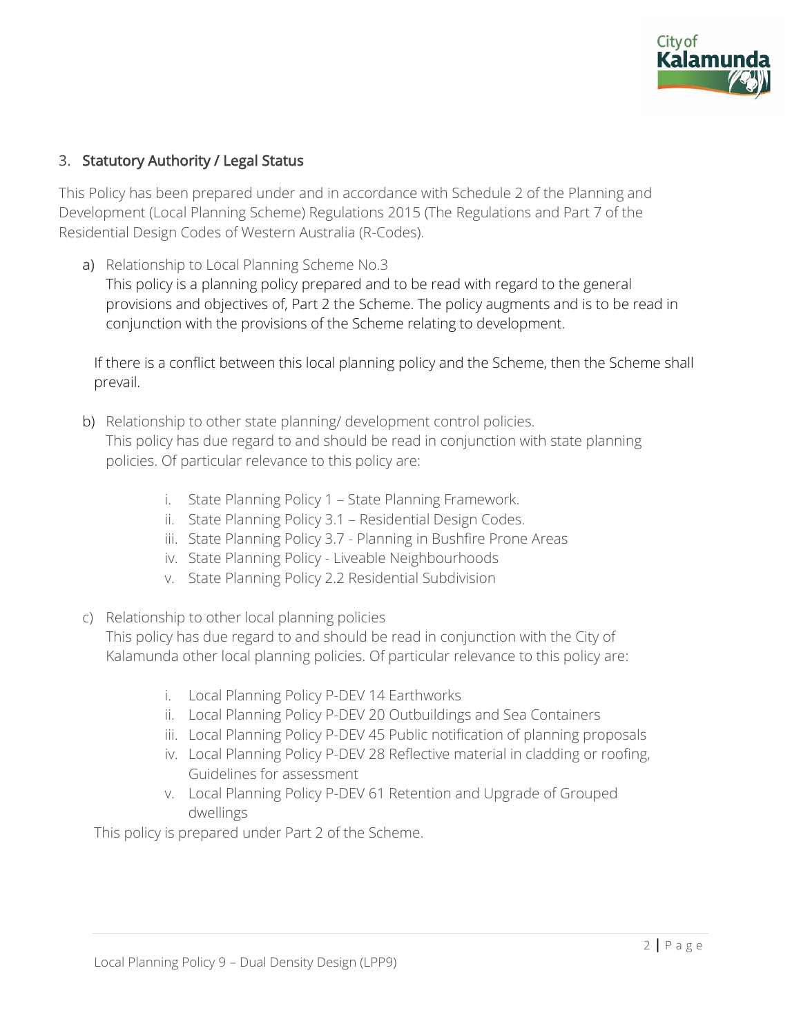## 3. Statutory Authority / Legal Status

This Policy has been prepared under and in accordance with Schedule 2 of the Planning and Development (Local Planning Scheme) Regulations 2015 (The Regulations and Part 7 of the Residential Design Codes of Western Australia (R-Codes).

a) Relationship to Local Planning Scheme No.3

   This policy is a planning policy prepared and to be read with regard to the general provisions and objectives of, Part 2 the Scheme. The policy augments and is to be read in conjunction with the provisions of the Scheme relating to development.

   If there is a conflict between this local planning policy and the Scheme, then the Scheme shall prevail.

b) Relationship to other state planning/ development control policies.

   This policy has due regard to and should be read in conjunction with state planning policies. Of particular relevance to this policy are:

   i. State Planning Policy 1 – State Planning Framework.
   ii. State Planning Policy 3.1 – Residential Design Codes.
   iii. State Planning Policy 3.7 - Planning in Bushfire Prone Areas
   iv. State Planning Policy - Liveable Neighbourhoods
   v. State Planning Policy 2.2 Residential Subdivision

c) Relationship to other local planning policies

   This policy has due regard to and should be read in conjunction with the City of Kalamunda other local planning policies. Of particular relevance to this policy are:

   i. Local Planning Policy P-DEV 14 Earthworks
   ii. Local Planning Policy P-DEV 20 Outbuildings and Sea Containers
   iii. Local Planning Policy P-DEV 45 Public notification of planning proposals
   iv. Local Planning Policy P-DEV 28 Reflective material in cladding or roofing, Guidelines for assessment
   v. Local Planning Policy P-DEV 61 Retention and Upgrade of Grouped dwellings

   This policy is prepared under Part 2 of the Scheme.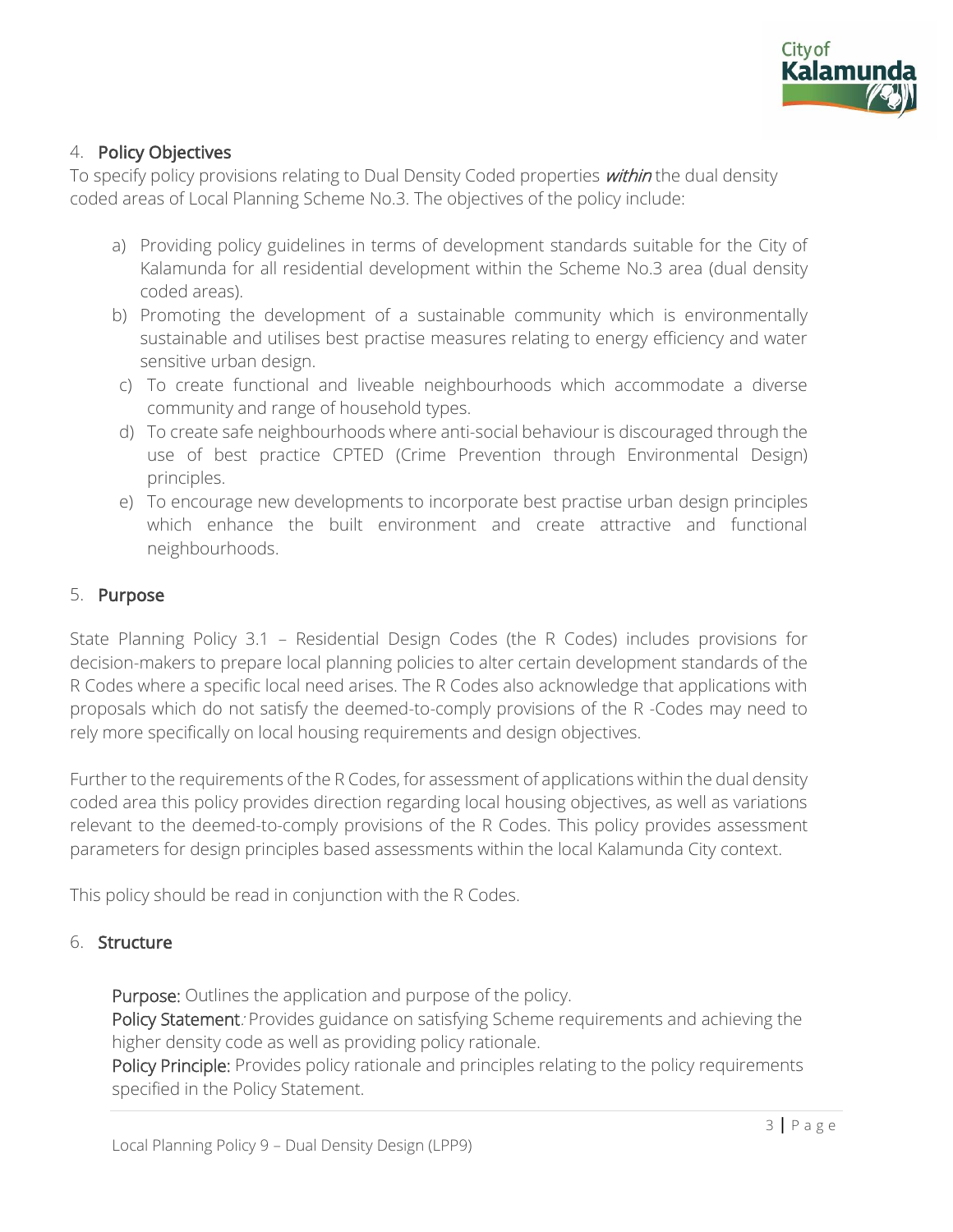## 4. **Policy Objectives**

To specify policy provisions relating to Dual Density Coded properties *within* the dual density coded areas of Local Planning Scheme No.3. The objectives of the policy include:

a) Providing policy guidelines in terms of development standards suitable for the City of Kalamunda for all residential development within the Scheme No.3 area (dual density coded areas).
b) Promoting the development of a sustainable community which is environmentally sustainable and utilises best practise measures relating to energy efficiency and water sensitive urban design.
c) To create functional and liveable neighbourhoods which accommodate a diverse community and range of household types.
d) To create safe neighbourhoods where anti-social behaviour is discouraged through the use of best practice CPTED (Crime Prevention through Environmental Design) principles.
e) To encourage new developments to incorporate best practise urban design principles which enhance the built environment and create attractive and functional neighbourhoods.

## 5. **Purpose**

State Planning Policy 3.1 – Residential Design Codes (the R Codes) includes provisions for decision-makers to prepare local planning policies to alter certain development standards of the R Codes where a specific local need arises. The R Codes also acknowledge that applications with proposals which do not satisfy the deemed-to-comply provisions of the R -Codes may need to rely more specifically on local housing requirements and design objectives.

Further to the requirements of the R Codes, for assessment of applications within the dual density coded area this policy provides direction regarding local housing objectives, as well as variations relevant to the deemed-to-comply provisions of the R Codes. This policy provides assessment parameters for design principles based assessments within the local Kalamunda City context.

This policy should be read in conjunction with the R Codes.

## 6. **Structure**

**Purpose:** Outlines the application and purpose of the policy.
**Policy Statement**: Provides guidance on satisfying Scheme requirements and achieving the higher density code as well as providing policy rationale.
**Policy Principle:** Provides policy rationale and principles relating to the policy requirements specified in the Policy Statement.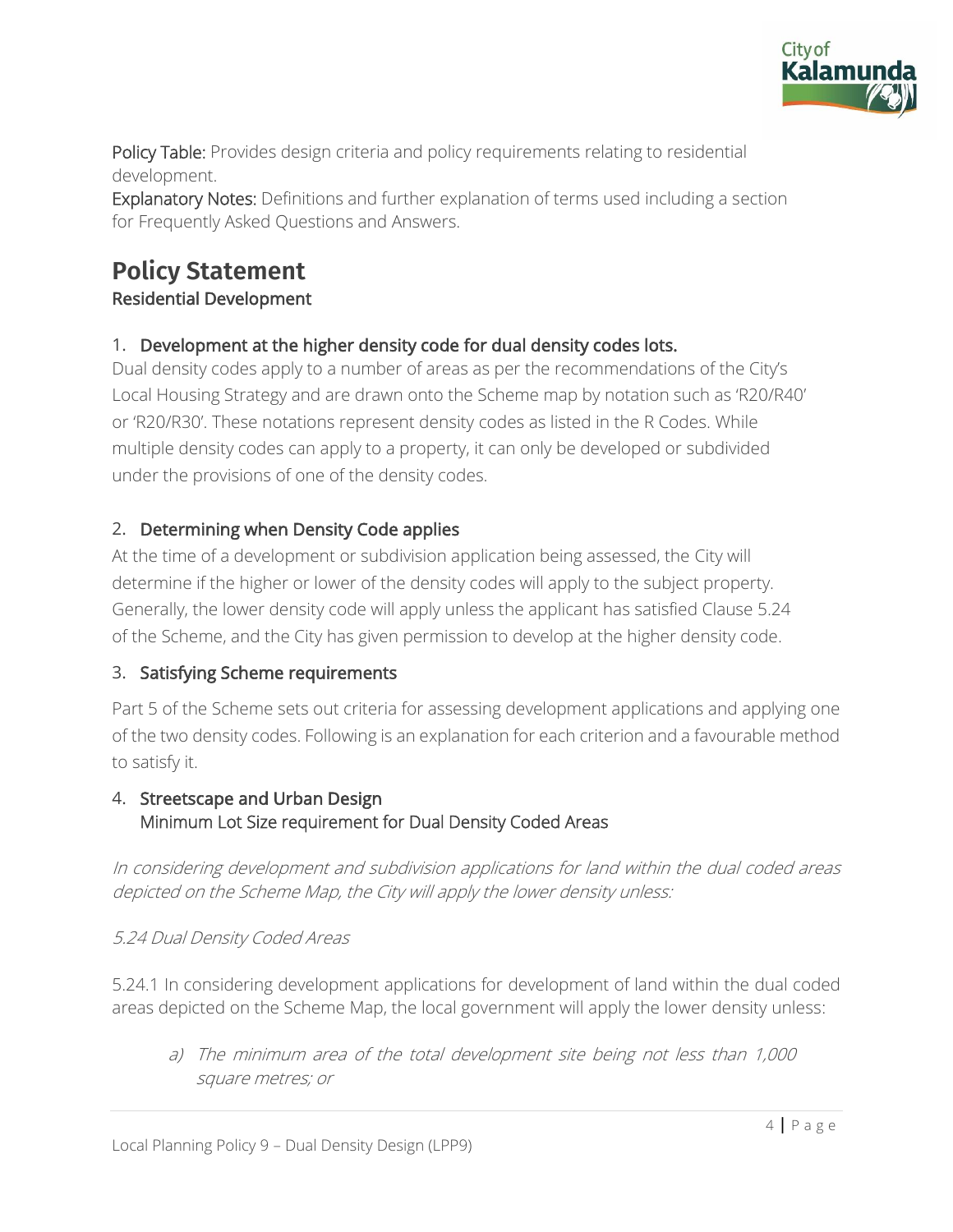**Policy Table:** Provides design criteria and policy requirements relating to residential development.
**Explanatory Notes:** Definitions and further explanation of terms used including a section for Frequently Asked Questions and Answers.

# Policy Statement

## Residential Development

### 1. Development at the higher density code for dual density codes lots.

Dual density codes apply to a number of areas as per the recommendations of the City's Local Housing Strategy and are drawn onto the Scheme map by notation such as 'R20/R40' or 'R20/R30'. These notations represent density codes as listed in the R Codes. While multiple density codes can apply to a property, it can only be developed or subdivided under the provisions of one of the density codes.

### 2. Determining when Density Code applies

At the time of a development or subdivision application being assessed, the City will determine if the higher or lower of the density codes will apply to the subject property. Generally, the lower density code will apply unless the applicant has satisfied Clause 5.24 of the Scheme, and the City has given permission to develop at the higher density code.

### 3. Satisfying Scheme requirements

Part 5 of the Scheme sets out criteria for assessing development applications and applying one of the two density codes. Following is an explanation for each criterion and a favourable method to satisfy it.

### 4. Streetscape and Urban Design

Minimum Lot Size requirement for Dual Density Coded Areas

*In considering development and subdivision applications for land within the dual coded areas depicted on the Scheme Map, the City will apply the lower density unless:*

*5.24 Dual Density Coded Areas*

5.24.1 In considering development applications for development of land within the dual coded areas depicted on the Scheme Map, the local government will apply the lower density unless:

a) *The minimum area of the total development site being not less than 1,000 square metres; or*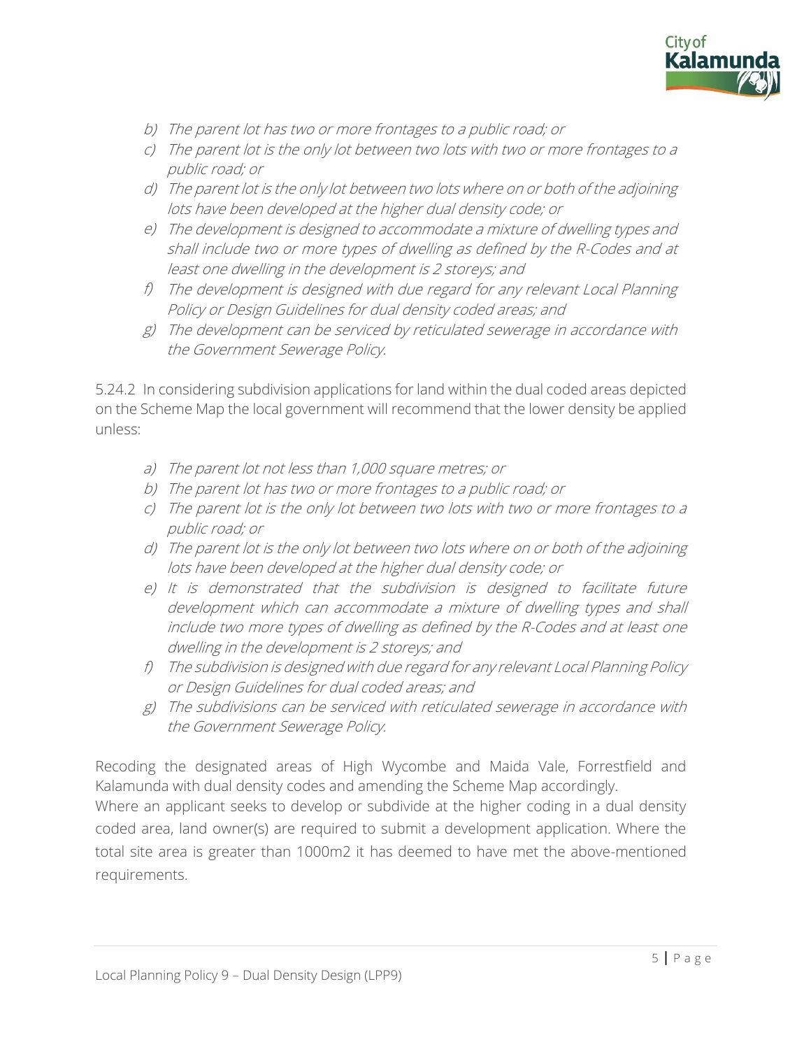- *b) The parent lot has two or more frontages to a public road; or*
- *c) The parent lot is the only lot between two lots with two or more frontages to a public road; or*
- *d) The parent lot is the only lot between two lots where on or both of the adjoining lots have been developed at the higher dual density code; or*
- *e) The development is designed to accommodate a mixture of dwelling types and shall include two or more types of dwelling as defined by the R-Codes and at least one dwelling in the development is 2 storeys; and*
- *f) The development is designed with due regard for any relevant Local Planning Policy or Design Guidelines for dual density coded areas; and*
- *g) The development can be serviced by reticulated sewerage in accordance with the Government Sewerage Policy.*

5.24.2 In considering subdivision applications for land within the dual coded areas depicted on the Scheme Map the local government will recommend that the lower density be applied unless:

- *a) The parent lot not less than 1,000 square metres; or*
- *b) The parent lot has two or more frontages to a public road; or*
- *c) The parent lot is the only lot between two lots with two or more frontages to a public road; or*
- *d) The parent lot is the only lot between two lots where on or both of the adjoining lots have been developed at the higher dual density code; or*
- *e) It is demonstrated that the subdivision is designed to facilitate future development which can accommodate a mixture of dwelling types and shall include two more types of dwelling as defined by the R-Codes and at least one dwelling in the development is 2 storeys; and*
- *f) The subdivision is designed with due regard for any relevant Local Planning Policy or Design Guidelines for dual coded areas; and*
- *g) The subdivisions can be serviced with reticulated sewerage in accordance with the Government Sewerage Policy.*

Recoding the designated areas of High Wycombe and Maida Vale, Forrestfield and Kalamunda with dual density codes and amending the Scheme Map accordingly.

Where an applicant seeks to develop or subdivide at the higher coding in a dual density coded area, land owner(s) are required to submit a development application. Where the total site area is greater than 1000m2 it has deemed to have met the above-mentioned requirements.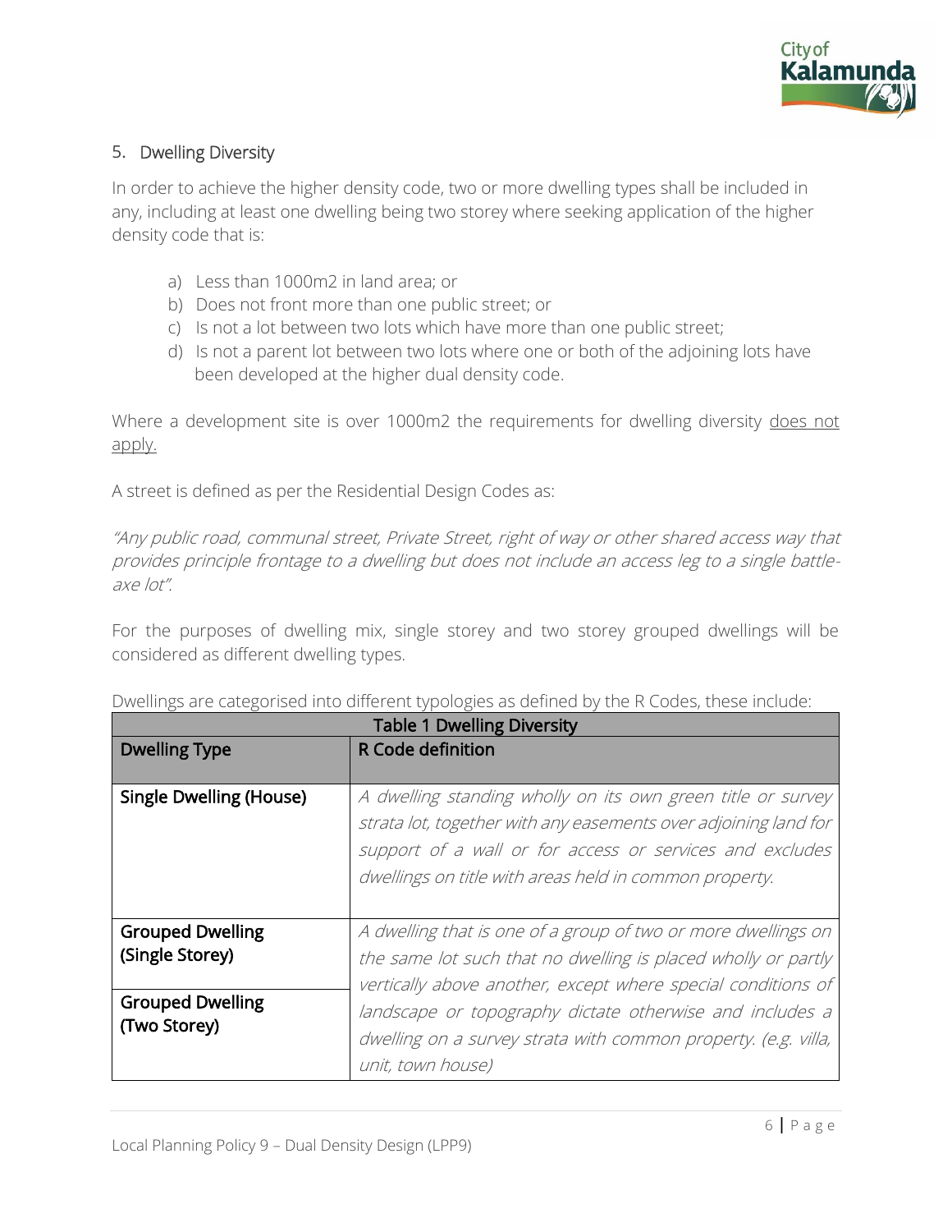## 5. Dwelling Diversity

In order to achieve the higher density code, two or more dwelling types shall be included in any, including at least one dwelling being two storey where seeking application of the higher density code that is:

a) Less than 1000m2 in land area; or
b) Does not front more than one public street; or
c) Is not a lot between two lots which have more than one public street;
d) Is not a parent lot between two lots where one or both of the adjoining lots have been developed at the higher dual density code.

Where a development site is over 1000m2 the requirements for dwelling diversity <u>does not apply.</u>

A street is defined as per the Residential Design Codes as:

*"Any public road, communal street, Private Street, right of way or other shared access way that provides principle frontage to a dwelling but does not include an access leg to a single battle-axe lot".*

For the purposes of dwelling mix, single storey and two storey grouped dwellings will be considered as different dwelling types.

Dwellings are categorised into different typologies as defined by the R Codes, these include:

| Table 1 Dwelling Diversity | |
|---|---|
| **Dwelling Type** | **R Code definition** |
| **Single Dwelling (House)** | *A dwelling standing wholly on its own green title or survey strata lot, together with any easements over adjoining land for support of a wall or for access or services and excludes dwellings on title with areas held in common property.* |
| **Grouped Dwelling (Single Storey)** | *A dwelling that is one of a group of two or more dwellings on the same lot such that no dwelling is placed wholly or partly vertically above another, except where special conditions of landscape or topography dictate otherwise and includes a dwelling on a survey strata with common property. (e.g. villa, unit, town house)* |
| **Grouped Dwelling (Two Storey)** | |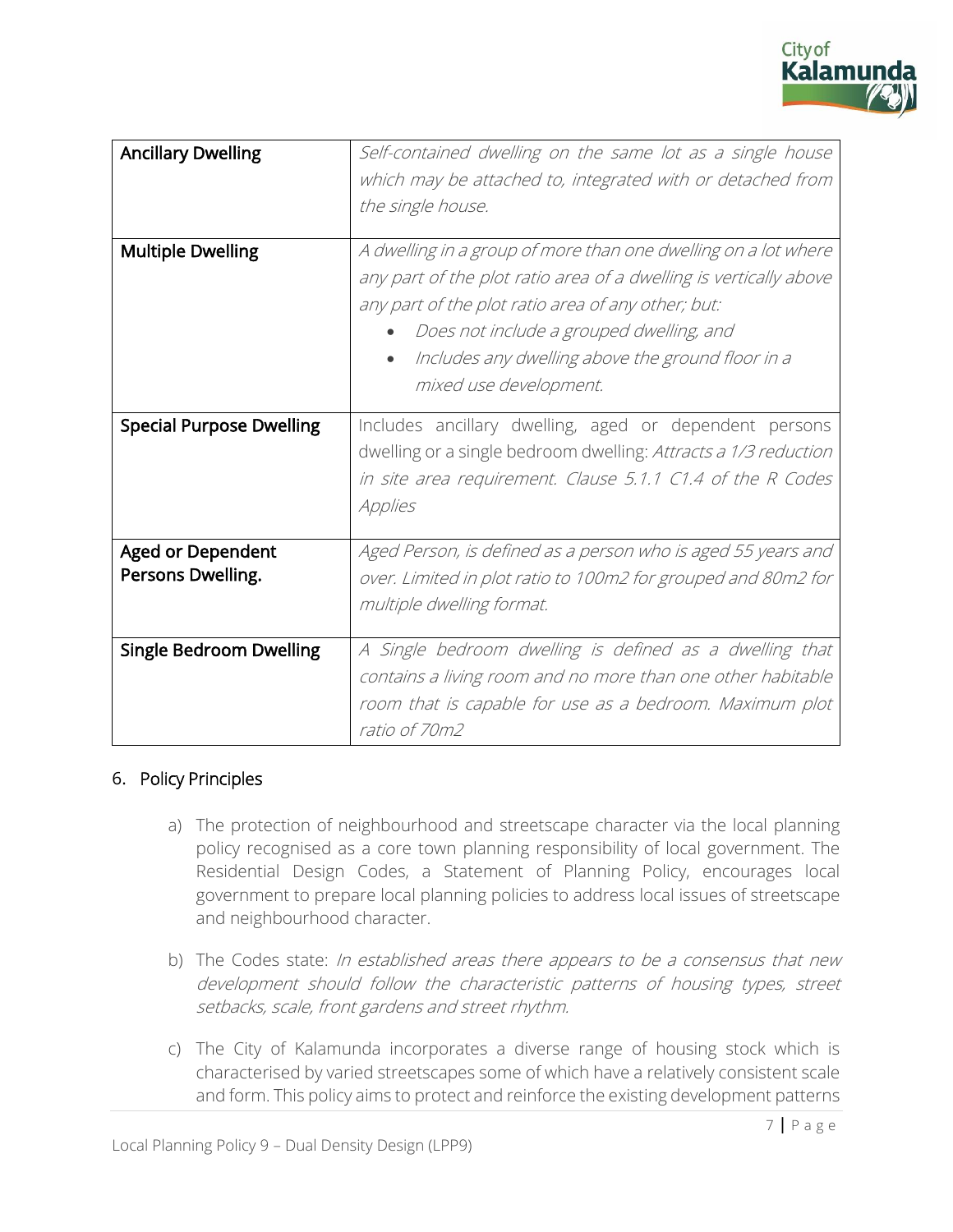| | |
|---|---|
| **Ancillary Dwelling** | *Self-contained dwelling on the same lot as a single house which may be attached to, integrated with or detached from the single house.* |
| **Multiple Dwelling** | *A dwelling in a group of more than one dwelling on a lot where any part of the plot ratio area of a dwelling is vertically above any part of the plot ratio area of any other; but:* <br>• *Does not include a grouped dwelling, and* <br>• *Includes any dwelling above the ground floor in a mixed use development.* |
| **Special Purpose Dwelling** | Includes ancillary dwelling, aged or dependent persons dwelling or a single bedroom dwelling: *Attracts a 1/3 reduction in site area requirement. Clause 5.1.1 C1.4 of the R Codes Applies* |
| **Aged or Dependent Persons Dwelling.** | *Aged Person, is defined as a person who is aged 55 years and over. Limited in plot ratio to 100m2 for grouped and 80m2 for multiple dwelling format.* |
| **Single Bedroom Dwelling** | *A Single bedroom dwelling is defined as a dwelling that contains a living room and no more than one other habitable room that is capable for use as a bedroom. Maximum plot ratio of 70m2* |

## 6. Policy Principles

a) The protection of neighbourhood and streetscape character via the local planning policy recognised as a core town planning responsibility of local government. The Residential Design Codes, a Statement of Planning Policy, encourages local government to prepare local planning policies to address local issues of streetscape and neighbourhood character.

b) The Codes state: *In established areas there appears to be a consensus that new development should follow the characteristic patterns of housing types, street setbacks, scale, front gardens and street rhythm.*

c) The City of Kalamunda incorporates a diverse range of housing stock which is characterised by varied streetscapes some of which have a relatively consistent scale and form. This policy aims to protect and reinforce the existing development patterns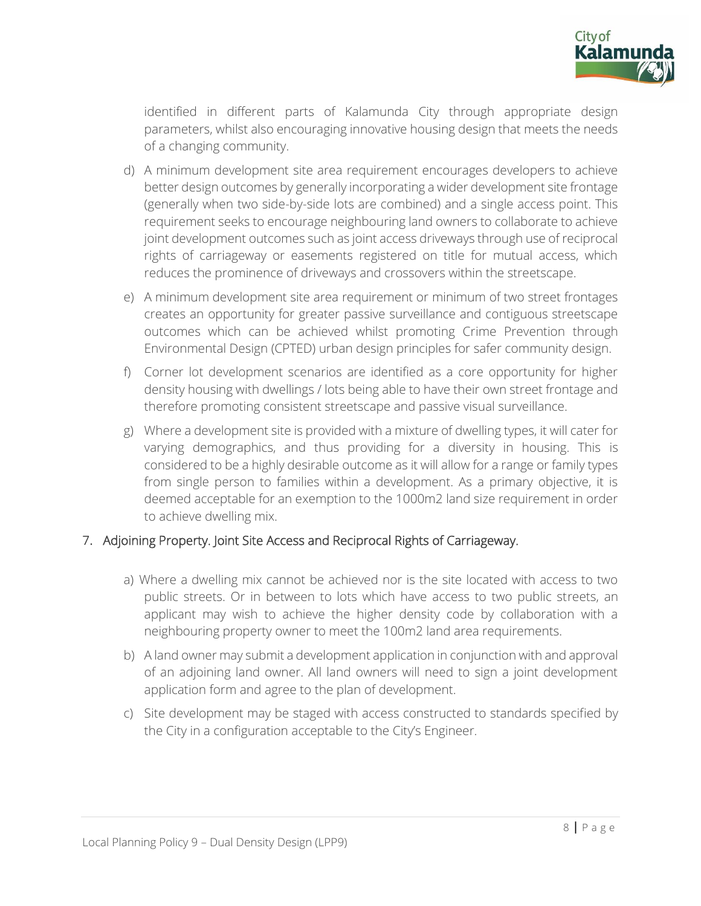identified in different parts of Kalamunda City through appropriate design parameters, whilst also encouraging innovative housing design that meets the needs of a changing community.

d) A minimum development site area requirement encourages developers to achieve better design outcomes by generally incorporating a wider development site frontage (generally when two side-by-side lots are combined) and a single access point. This requirement seeks to encourage neighbouring land owners to collaborate to achieve joint development outcomes such as joint access driveways through use of reciprocal rights of carriageway or easements registered on title for mutual access, which reduces the prominence of driveways and crossovers within the streetscape.

e) A minimum development site area requirement or minimum of two street frontages creates an opportunity for greater passive surveillance and contiguous streetscape outcomes which can be achieved whilst promoting Crime Prevention through Environmental Design (CPTED) urban design principles for safer community design.

f) Corner lot development scenarios are identified as a core opportunity for higher density housing with dwellings / lots being able to have their own street frontage and therefore promoting consistent streetscape and passive visual surveillance.

g) Where a development site is provided with a mixture of dwelling types, it will cater for varying demographics, and thus providing for a diversity in housing. This is considered to be a highly desirable outcome as it will allow for a range or family types from single person to families within a development. As a primary objective, it is deemed acceptable for an exemption to the 1000m2 land size requirement in order to achieve dwelling mix.

## 7. Adjoining Property. Joint Site Access and Reciprocal Rights of Carriageway.

a) Where a dwelling mix cannot be achieved nor is the site located with access to two public streets. Or in between to lots which have access to two public streets, an applicant may wish to achieve the higher density code by collaboration with a neighbouring property owner to meet the 100m2 land area requirements.

b) A land owner may submit a development application in conjunction with and approval of an adjoining land owner. All land owners will need to sign a joint development application form and agree to the plan of development.

c) Site development may be staged with access constructed to standards specified by the City in a configuration acceptable to the City's Engineer.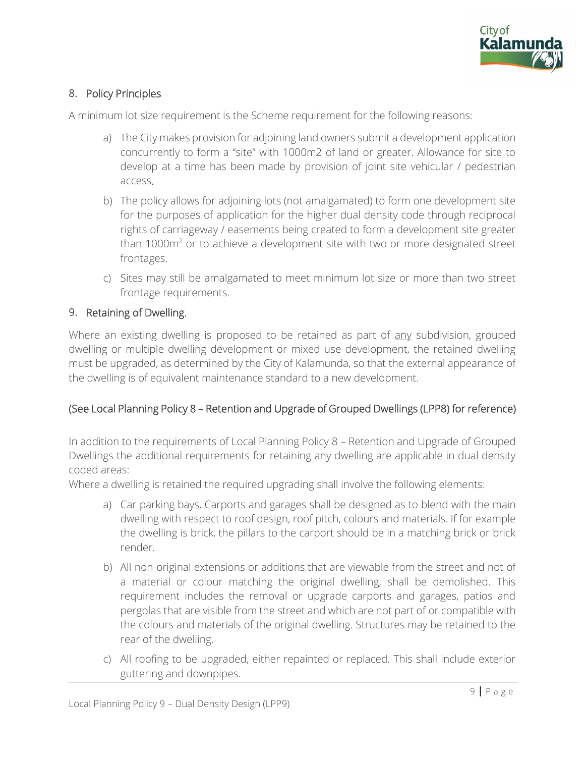## 8. Policy Principles

A minimum lot size requirement is the Scheme requirement for the following reasons:

a) The City makes provision for adjoining land owners submit a development application concurrently to form a "site" with 1000m2 of land or greater. Allowance for site to develop at a time has been made by provision of joint site vehicular / pedestrian access.

b) The policy allows for adjoining lots (not amalgamated) to form one development site for the purposes of application for the higher dual density code through reciprocal rights of carriageway / easements being created to form a development site greater than 1000m$^2$ or to achieve a development site with two or more designated street frontages.

c) Sites may still be amalgamated to meet minimum lot size or more than two street frontage requirements.

## 9. Retaining of Dwelling.

Where an existing dwelling is proposed to be retained as part of <u>any</u> subdivision, grouped dwelling or multiple dwelling development or mixed use development, the retained dwelling must be upgraded, as determined by the City of Kalamunda, so that the external appearance of the dwelling is of equivalent maintenance standard to a new development.

<u>(See Local Planning Policy 8 – Retention and Upgrade of Grouped Dwellings (LPP8) for reference)</u>

In addition to the requirements of Local Planning Policy 8 – Retention and Upgrade of Grouped Dwellings the additional requirements for retaining any dwelling are applicable in dual density coded areas:

Where a dwelling is retained the required upgrading shall involve the following elements:

a) Car parking bays, Carports and garages shall be designed as to blend with the main dwelling with respect to roof design, roof pitch, colours and materials. If for example the dwelling is brick, the pillars to the carport should be in a matching brick or brick render.

b) All non-original extensions or additions that are viewable from the street and not of a material or colour matching the original dwelling, shall be demolished. This requirement includes the removal or upgrade carports and garages, patios and pergolas that are visible from the street and which are not part of or compatible with the colours and materials of the original dwelling. Structures may be retained to the rear of the dwelling.

c) All roofing to be upgraded, either repainted or replaced. This shall include exterior guttering and downpipes.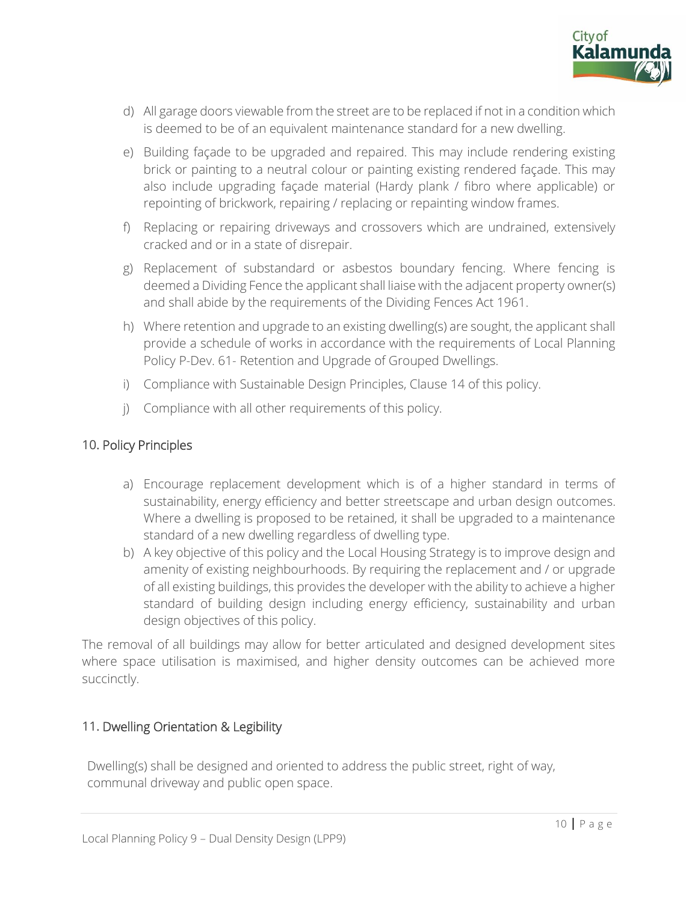d) All garage doors viewable from the street are to be replaced if not in a condition which is deemed to be of an equivalent maintenance standard for a new dwelling.

e) Building façade to be upgraded and repaired. This may include rendering existing brick or painting to a neutral colour or painting existing rendered façade. This may also include upgrading façade material (Hardy plank / fibro where applicable) or repointing of brickwork, repairing / replacing or repainting window frames.

f) Replacing or repairing driveways and crossovers which are undrained, extensively cracked and or in a state of disrepair.

g) Replacement of substandard or asbestos boundary fencing. Where fencing is deemed a Dividing Fence the applicant shall liaise with the adjacent property owner(s) and shall abide by the requirements of the Dividing Fences Act 1961.

h) Where retention and upgrade to an existing dwelling(s) are sought, the applicant shall provide a schedule of works in accordance with the requirements of Local Planning Policy P-Dev. 61- Retention and Upgrade of Grouped Dwellings.

i) Compliance with Sustainable Design Principles, Clause 14 of this policy.

j) Compliance with all other requirements of this policy.

## 10. Policy Principles

a) Encourage replacement development which is of a higher standard in terms of sustainability, energy efficiency and better streetscape and urban design outcomes. Where a dwelling is proposed to be retained, it shall be upgraded to a maintenance standard of a new dwelling regardless of dwelling type.

b) A key objective of this policy and the Local Housing Strategy is to improve design and amenity of existing neighbourhoods. By requiring the replacement and / or upgrade of all existing buildings, this provides the developer with the ability to achieve a higher standard of building design including energy efficiency, sustainability and urban design objectives of this policy.

The removal of all buildings may allow for better articulated and designed development sites where space utilisation is maximised, and higher density outcomes can be achieved more succinctly.

## 11. Dwelling Orientation & Legibility

Dwelling(s) shall be designed and oriented to address the public street, right of way, communal driveway and public open space.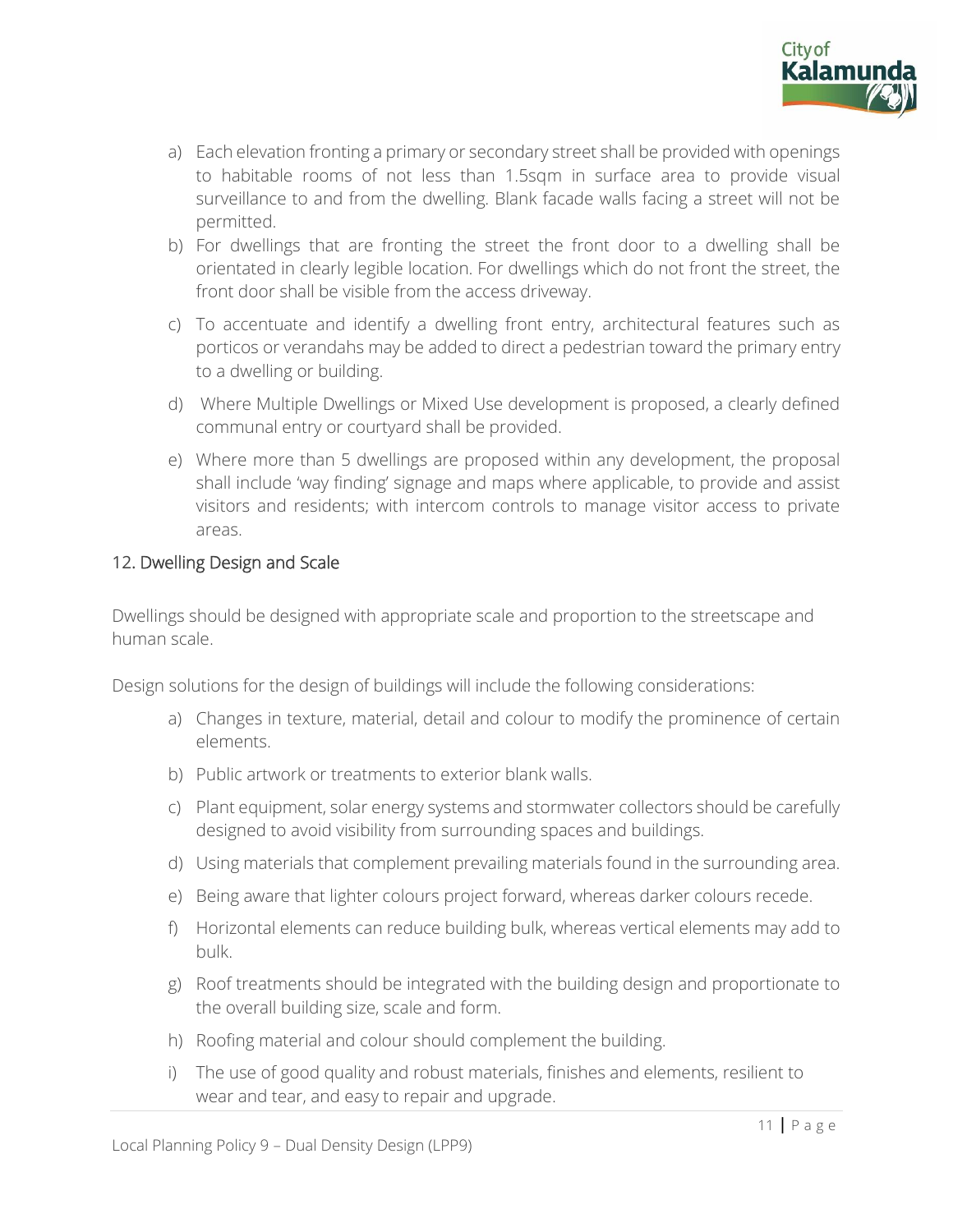a) Each elevation fronting a primary or secondary street shall be provided with openings to habitable rooms of not less than 1.5sqm in surface area to provide visual surveillance to and from the dwelling. Blank facade walls facing a street will not be permitted.
b) For dwellings that are fronting the street the front door to a dwelling shall be orientated in clearly legible location. For dwellings which do not front the street, the front door shall be visible from the access driveway.
c) To accentuate and identify a dwelling front entry, architectural features such as porticos or verandahs may be added to direct a pedestrian toward the primary entry to a dwelling or building.
d) Where Multiple Dwellings or Mixed Use development is proposed, a clearly defined communal entry or courtyard shall be provided.
e) Where more than 5 dwellings are proposed within any development, the proposal shall include 'way finding' signage and maps where applicable, to provide and assist visitors and residents; with intercom controls to manage visitor access to private areas.

## 12. Dwelling Design and Scale

Dwellings should be designed with appropriate scale and proportion to the streetscape and human scale.

Design solutions for the design of buildings will include the following considerations:

a) Changes in texture, material, detail and colour to modify the prominence of certain elements.
b) Public artwork or treatments to exterior blank walls.
c) Plant equipment, solar energy systems and stormwater collectors should be carefully designed to avoid visibility from surrounding spaces and buildings.
d) Using materials that complement prevailing materials found in the surrounding area.
e) Being aware that lighter colours project forward, whereas darker colours recede.
f) Horizontal elements can reduce building bulk, whereas vertical elements may add to bulk.
g) Roof treatments should be integrated with the building design and proportionate to the overall building size, scale and form.
h) Roofing material and colour should complement the building.
i) The use of good quality and robust materials, finishes and elements, resilient to wear and tear, and easy to repair and upgrade.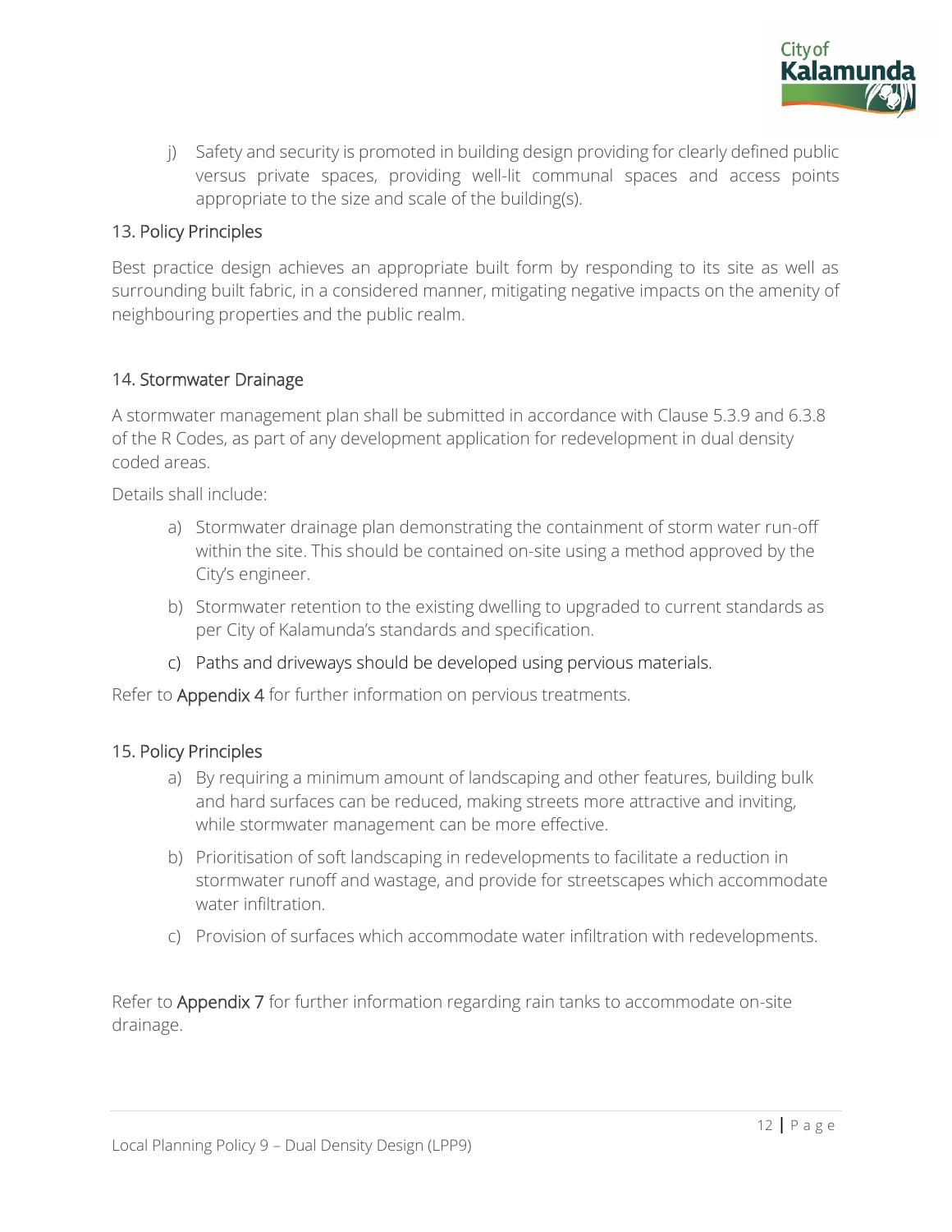j) Safety and security is promoted in building design providing for clearly defined public versus private spaces, providing well-lit communal spaces and access points appropriate to the size and scale of the building(s).

## 13. Policy Principles

Best practice design achieves an appropriate built form by responding to its site as well as surrounding built fabric, in a considered manner, mitigating negative impacts on the amenity of neighbouring properties and the public realm.

## 14. Stormwater Drainage

A stormwater management plan shall be submitted in accordance with Clause 5.3.9 and 6.3.8 of the R Codes, as part of any development application for redevelopment in dual density coded areas.

Details shall include:

a) Stormwater drainage plan demonstrating the containment of storm water run-off within the site. This should be contained on-site using a method approved by the City's engineer.

b) Stormwater retention to the existing dwelling to upgraded to current standards as per City of Kalamunda's standards and specification.

c) Paths and driveways should be developed using pervious materials.

Refer to Appendix 4 for further information on pervious treatments.

## 15. Policy Principles

a) By requiring a minimum amount of landscaping and other features, building bulk and hard surfaces can be reduced, making streets more attractive and inviting, while stormwater management can be more effective.

b) Prioritisation of soft landscaping in redevelopments to facilitate a reduction in stormwater runoff and wastage, and provide for streetscapes which accommodate water infiltration.

c) Provision of surfaces which accommodate water infiltration with redevelopments.

Refer to Appendix 7 for further information regarding rain tanks to accommodate on-site drainage.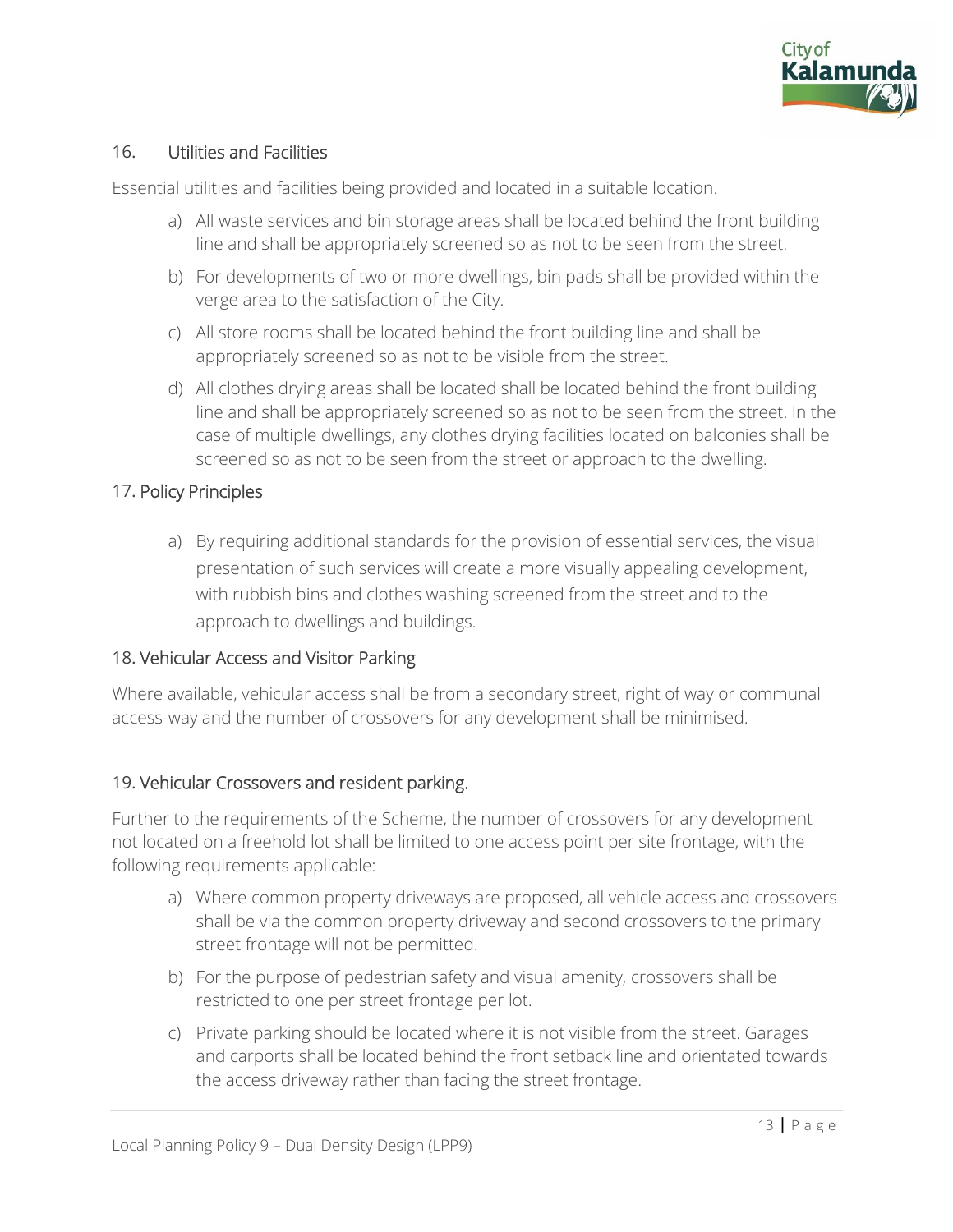## 16. Utilities and Facilities

Essential utilities and facilities being provided and located in a suitable location.

a) All waste services and bin storage areas shall be located behind the front building line and shall be appropriately screened so as not to be seen from the street.

b) For developments of two or more dwellings, bin pads shall be provided within the verge area to the satisfaction of the City.

c) All store rooms shall be located behind the front building line and shall be appropriately screened so as not to be visible from the street.

d) All clothes drying areas shall be located shall be located behind the front building line and shall be appropriately screened so as not to be seen from the street. In the case of multiple dwellings, any clothes drying facilities located on balconies shall be screened so as not to be seen from the street or approach to the dwelling.

## 17. Policy Principles

a) By requiring additional standards for the provision of essential services, the visual presentation of such services will create a more visually appealing development, with rubbish bins and clothes washing screened from the street and to the approach to dwellings and buildings.

## 18. Vehicular Access and Visitor Parking

Where available, vehicular access shall be from a secondary street, right of way or communal access-way and the number of crossovers for any development shall be minimised.

## 19. Vehicular Crossovers and resident parking.

Further to the requirements of the Scheme, the number of crossovers for any development not located on a freehold lot shall be limited to one access point per site frontage, with the following requirements applicable:

a) Where common property driveways are proposed, all vehicle access and crossovers shall be via the common property driveway and second crossovers to the primary street frontage will not be permitted.

b) For the purpose of pedestrian safety and visual amenity, crossovers shall be restricted to one per street frontage per lot.

c) Private parking should be located where it is not visible from the street. Garages and carports shall be located behind the front setback line and orientated towards the access driveway rather than facing the street frontage.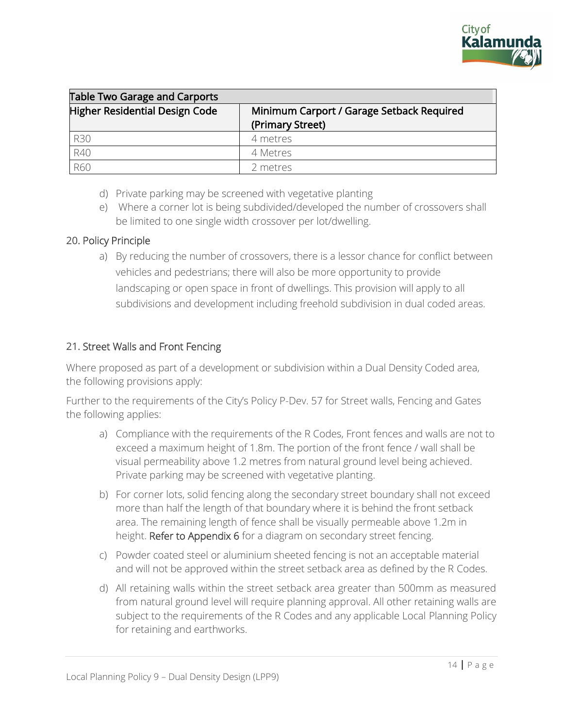| Table Two Garage and Carports | |
|---|---|
| **Higher Residential Design Code** | **Minimum Carport / Garage Setback Required (Primary Street)** |
| R30 | 4 metres |
| R40 | 4 Metres |
| R60 | 2 metres |

d) Private parking may be screened with vegetative planting

e) Where a corner lot is being subdivided/developed the number of crossovers shall be limited to one single width crossover per lot/dwelling.

## 20. Policy Principle

a) By reducing the number of crossovers, there is a lessor chance for conflict between vehicles and pedestrians; there will also be more opportunity to provide landscaping or open space in front of dwellings. This provision will apply to all subdivisions and development including freehold subdivision in dual coded areas.

## 21. Street Walls and Front Fencing

Where proposed as part of a development or subdivision within a Dual Density Coded area, the following provisions apply:

Further to the requirements of the City's Policy P-Dev. 57 for Street walls, Fencing and Gates the following applies:

a) Compliance with the requirements of the R Codes, Front fences and walls are not to exceed a maximum height of 1.8m. The portion of the front fence / wall shall be visual permeability above 1.2 metres from natural ground level being achieved. Private parking may be screened with vegetative planting.

b) For corner lots, solid fencing along the secondary street boundary shall not exceed more than half the length of that boundary where it is behind the front setback area. The remaining length of fence shall be visually permeable above 1.2m in height. **Refer to Appendix 6** for a diagram on secondary street fencing.

c) Powder coated steel or aluminium sheeted fencing is not an acceptable material and will not be approved within the street setback area as defined by the R Codes.

d) All retaining walls within the street setback area greater than 500mm as measured from natural ground level will require planning approval. All other retaining walls are subject to the requirements of the R Codes and any applicable Local Planning Policy for retaining and earthworks.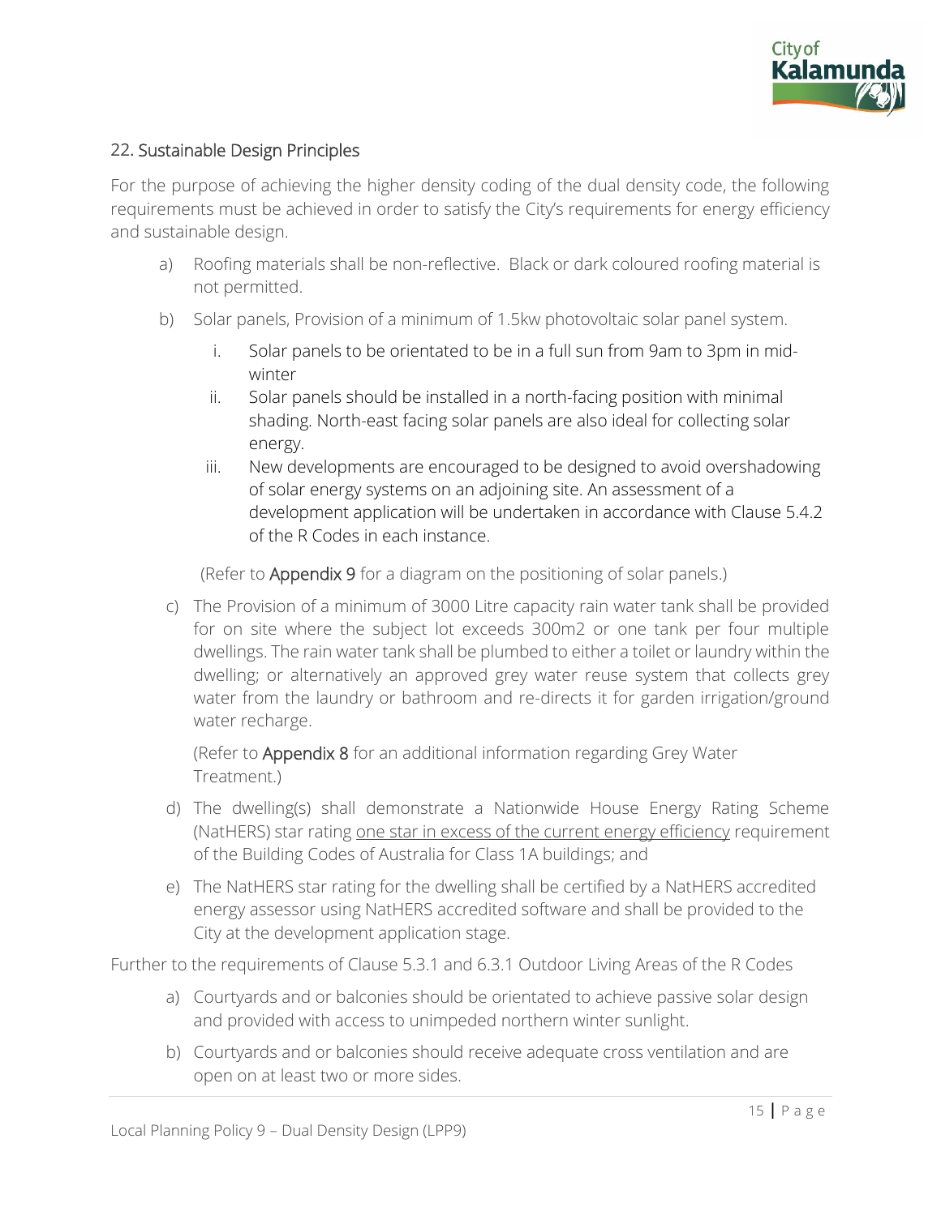## 22. Sustainable Design Principles

For the purpose of achieving the higher density coding of the dual density code, the following requirements must be achieved in order to satisfy the City's requirements for energy efficiency and sustainable design.

a) Roofing materials shall be non-reflective. Black or dark coloured roofing material is not permitted.

b) Solar panels, Provision of a minimum of 1.5kw photovoltaic solar panel system.

   i. Solar panels to be orientated to be in a full sun from 9am to 3pm in mid-winter
   
   ii. Solar panels should be installed in a north-facing position with minimal shading. North-east facing solar panels are also ideal for collecting solar energy.
   
   iii. New developments are encouraged to be designed to avoid overshadowing of solar energy systems on an adjoining site. An assessment of a development application will be undertaken in accordance with Clause 5.4.2 of the R Codes in each instance.

   (Refer to **Appendix 9** for a diagram on the positioning of solar panels.)

c) The Provision of a minimum of 3000 Litre capacity rain water tank shall be provided for on site where the subject lot exceeds 300m2 or one tank per four multiple dwellings. The rain water tank shall be plumbed to either a toilet or laundry within the dwelling; or alternatively an approved grey water reuse system that collects grey water from the laundry or bathroom and re-directs it for garden irrigation/ground water recharge.

   (Refer to **Appendix 8** for an additional information regarding Grey Water Treatment.)

d) The dwelling(s) shall demonstrate a Nationwide House Energy Rating Scheme (NatHERS) star rating <u>one star in excess of the current energy efficiency</u> requirement of the Building Codes of Australia for Class 1A buildings; and

e) The NatHERS star rating for the dwelling shall be certified by a NatHERS accredited energy assessor using NatHERS accredited software and shall be provided to the City at the development application stage.

Further to the requirements of Clause 5.3.1 and 6.3.1 Outdoor Living Areas of the R Codes

a) Courtyards and or balconies should be orientated to achieve passive solar design and provided with access to unimpeded northern winter sunlight.

b) Courtyards and or balconies should receive adequate cross ventilation and are open on at least two or more sides.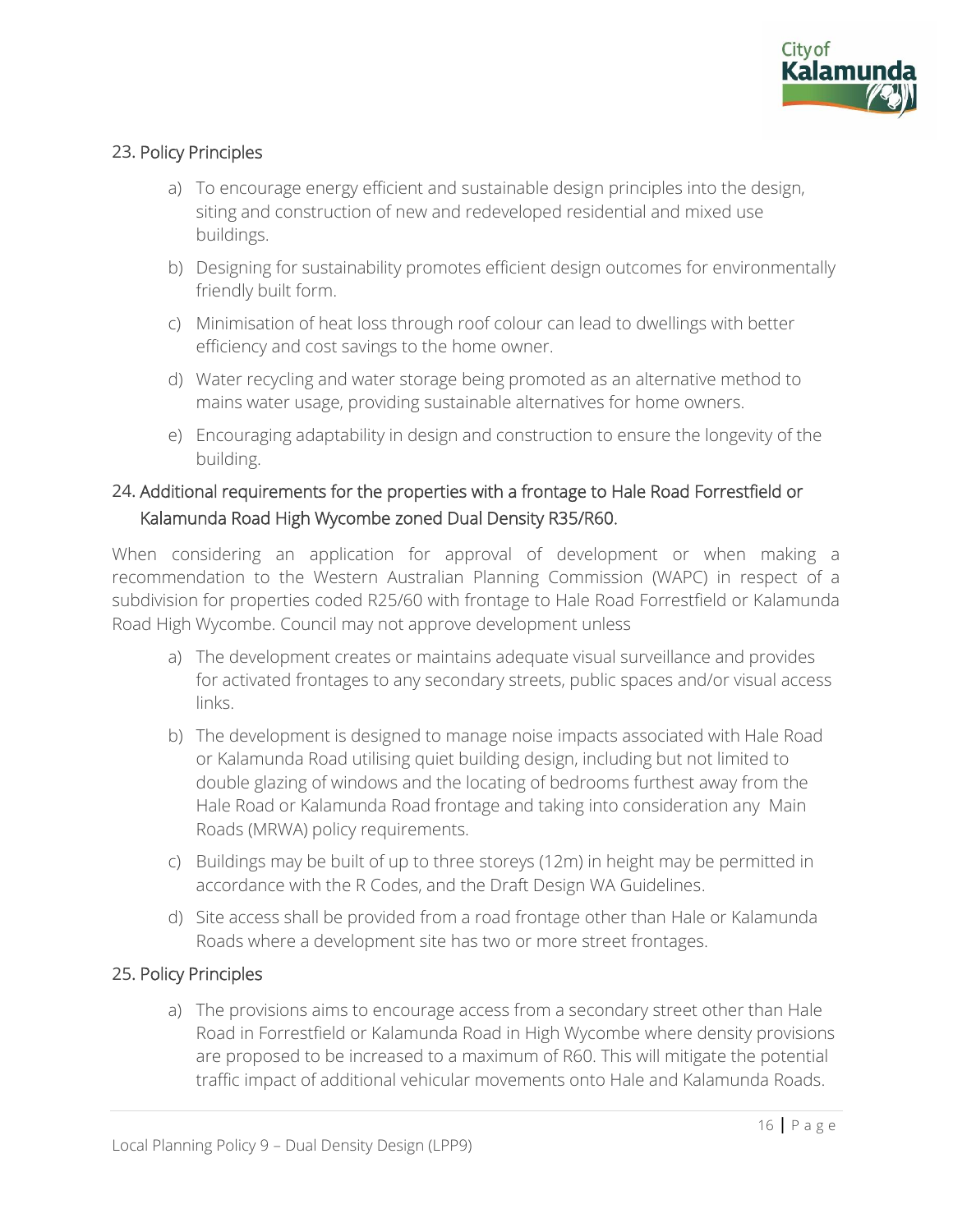## 23. Policy Principles

a) To encourage energy efficient and sustainable design principles into the design, siting and construction of new and redeveloped residential and mixed use buildings.

b) Designing for sustainability promotes efficient design outcomes for environmentally friendly built form.

c) Minimisation of heat loss through roof colour can lead to dwellings with better efficiency and cost savings to the home owner.

d) Water recycling and water storage being promoted as an alternative method to mains water usage, providing sustainable alternatives for home owners.

e) Encouraging adaptability in design and construction to ensure the longevity of the building.

## 24. Additional requirements for the properties with a frontage to Hale Road Forrestfield or Kalamunda Road High Wycombe zoned Dual Density R35/R60.

When considering an application for approval of development or when making a recommendation to the Western Australian Planning Commission (WAPC) in respect of a subdivision for properties coded R25/60 with frontage to Hale Road Forrestfield or Kalamunda Road High Wycombe. Council may not approve development unless

a) The development creates or maintains adequate visual surveillance and provides for activated frontages to any secondary streets, public spaces and/or visual access links.

b) The development is designed to manage noise impacts associated with Hale Road or Kalamunda Road utilising quiet building design, including but not limited to double glazing of windows and the locating of bedrooms furthest away from the Hale Road or Kalamunda Road frontage and taking into consideration any Main Roads (MRWA) policy requirements.

c) Buildings may be built of up to three storeys (12m) in height may be permitted in accordance with the R Codes, and the Draft Design WA Guidelines.

d) Site access shall be provided from a road frontage other than Hale or Kalamunda Roads where a development site has two or more street frontages.

## 25. Policy Principles

a) The provisions aims to encourage access from a secondary street other than Hale Road in Forrestfield or Kalamunda Road in High Wycombe where density provisions are proposed to be increased to a maximum of R60. This will mitigate the potential traffic impact of additional vehicular movements onto Hale and Kalamunda Roads.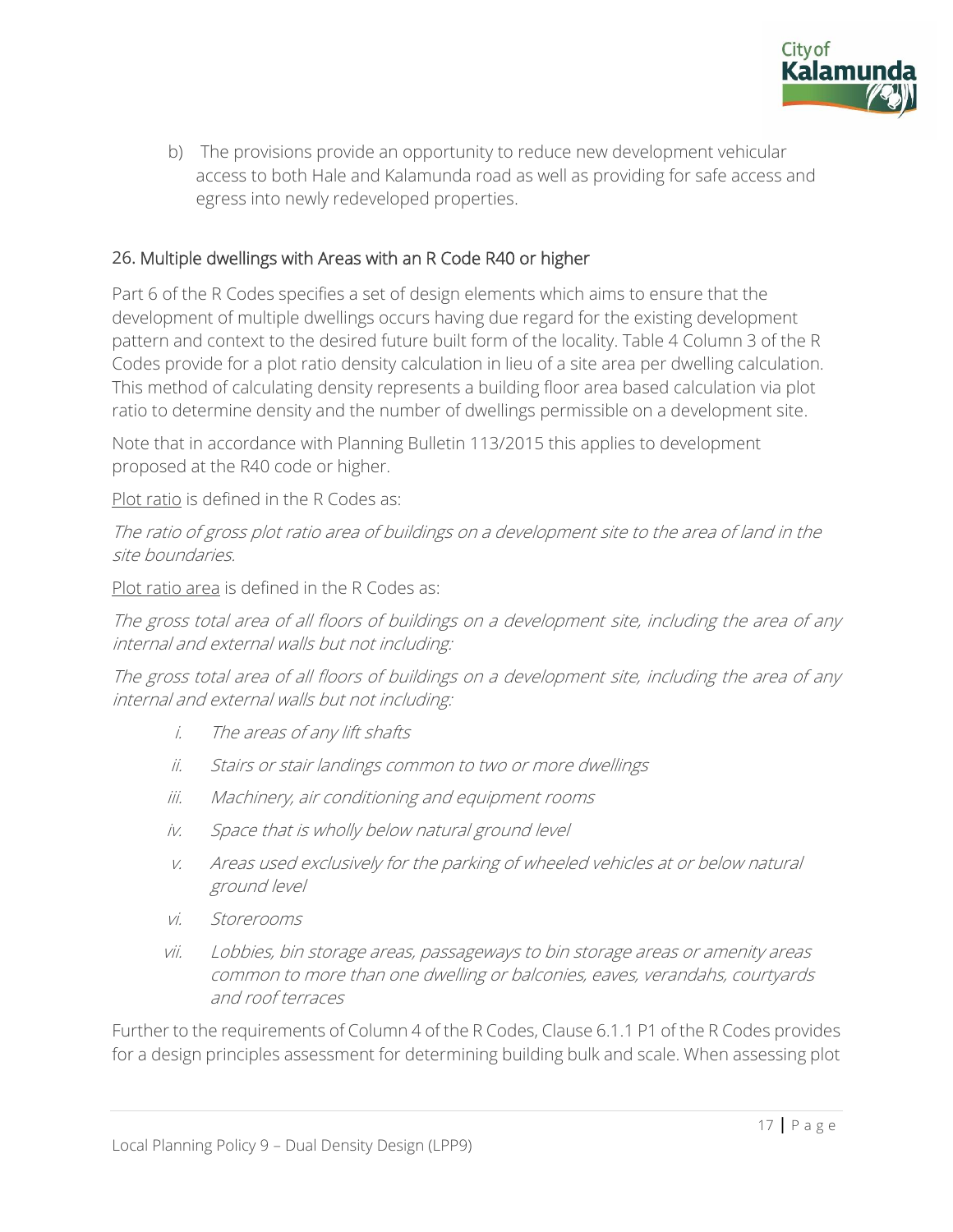b) The provisions provide an opportunity to reduce new development vehicular access to both Hale and Kalamunda road as well as providing for safe access and egress into newly redeveloped properties.

## 26. Multiple dwellings with Areas with an R Code R40 or higher

Part 6 of the R Codes specifies a set of design elements which aims to ensure that the development of multiple dwellings occurs having due regard for the existing development pattern and context to the desired future built form of the locality. Table 4 Column 3 of the R Codes provide for a plot ratio density calculation in lieu of a site area per dwelling calculation. This method of calculating density represents a building floor area based calculation via plot ratio to determine density and the number of dwellings permissible on a development site.

Note that in accordance with Planning Bulletin 113/2015 this applies to development proposed at the R40 code or higher.

Plot ratio is defined in the R Codes as:

*The ratio of gross plot ratio area of buildings on a development site to the area of land in the site boundaries.*

Plot ratio area is defined in the R Codes as:

*The gross total area of all floors of buildings on a development site, including the area of any internal and external walls but not including:*

*The gross total area of all floors of buildings on a development site, including the area of any internal and external walls but not including:*

- i. *The areas of any lift shafts*
- ii. *Stairs or stair landings common to two or more dwellings*
- iii. *Machinery, air conditioning and equipment rooms*
- iv. *Space that is wholly below natural ground level*
- v. *Areas used exclusively for the parking of wheeled vehicles at or below natural ground level*
- vi. *Storerooms*
- vii. *Lobbies, bin storage areas, passageways to bin storage areas or amenity areas common to more than one dwelling or balconies, eaves, verandahs, courtyards and roof terraces*

Further to the requirements of Column 4 of the R Codes, Clause 6.1.1 P1 of the R Codes provides for a design principles assessment for determining building bulk and scale. When assessing plot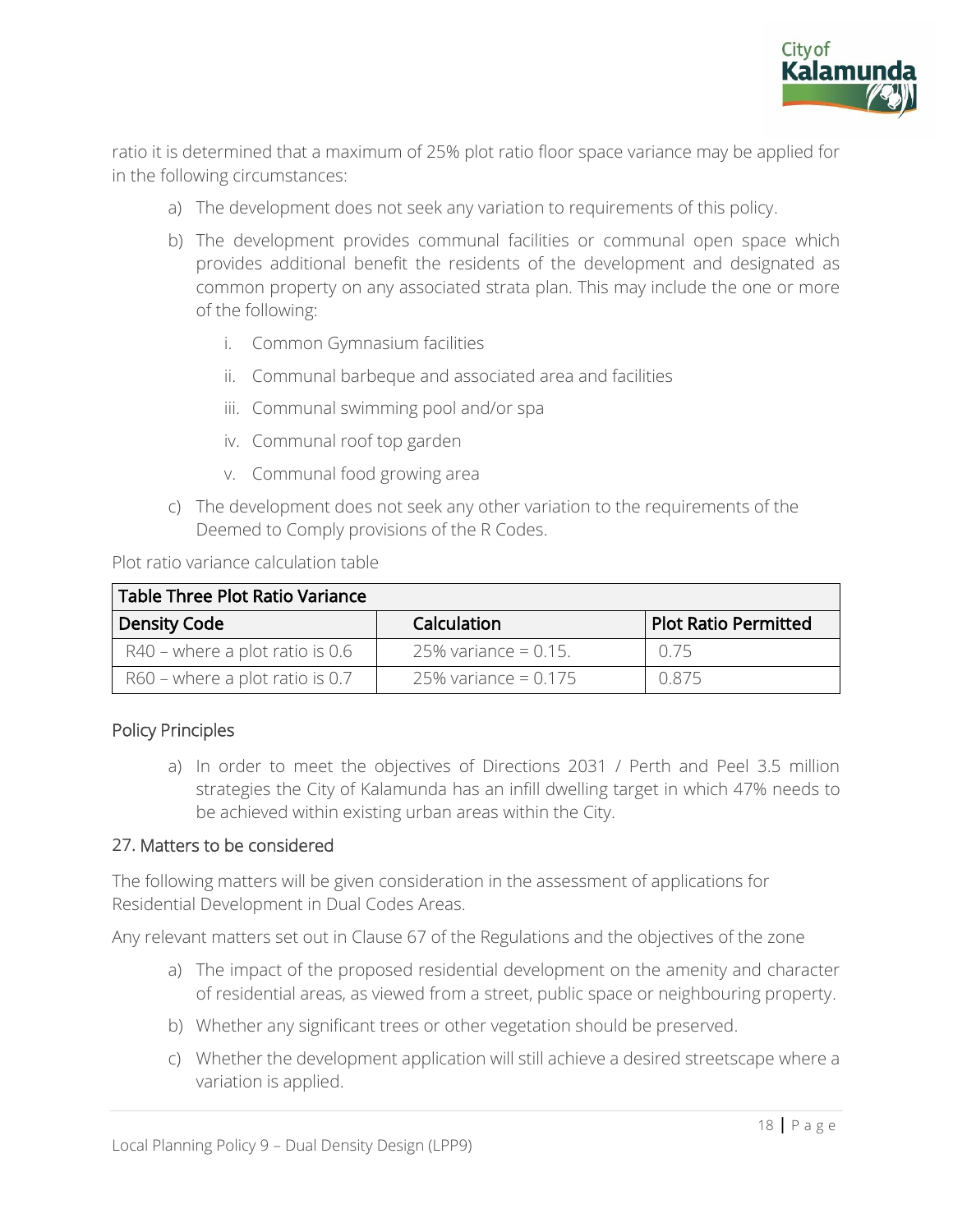ratio it is determined that a maximum of 25% plot ratio floor space variance may be applied for in the following circumstances:

a) The development does not seek any variation to requirements of this policy.

b) The development provides communal facilities or communal open space which provides additional benefit the residents of the development and designated as common property on any associated strata plan. This may include the one or more of the following:

   i. Common Gymnasium facilities

   ii. Communal barbeque and associated area and facilities

   iii. Communal swimming pool and/or spa

   iv. Communal roof top garden

   v. Communal food growing area

c) The development does not seek any other variation to the requirements of the Deemed to Comply provisions of the R Codes.

Plot ratio variance calculation table

| Table Three Plot Ratio Variance | | |
|---|---|---|
| **Density Code** | **Calculation** | **Plot Ratio Permitted** |
| R40 – where a plot ratio is 0.6 | 25% variance = 0.15. | 0.75 |
| R60 – where a plot ratio is 0.7 | 25% variance = 0.175 | 0.875 |

### Policy Principles

a) In order to meet the objectives of Directions 2031 / Perth and Peel 3.5 million strategies the City of Kalamunda has an infill dwelling target in which 47% needs to be achieved within existing urban areas within the City.

### 27. Matters to be considered

The following matters will be given consideration in the assessment of applications for Residential Development in Dual Codes Areas.

Any relevant matters set out in Clause 67 of the Regulations and the objectives of the zone

a) The impact of the proposed residential development on the amenity and character of residential areas, as viewed from a street, public space or neighbouring property.

b) Whether any significant trees or other vegetation should be preserved.

c) Whether the development application will still achieve a desired streetscape where a variation is applied.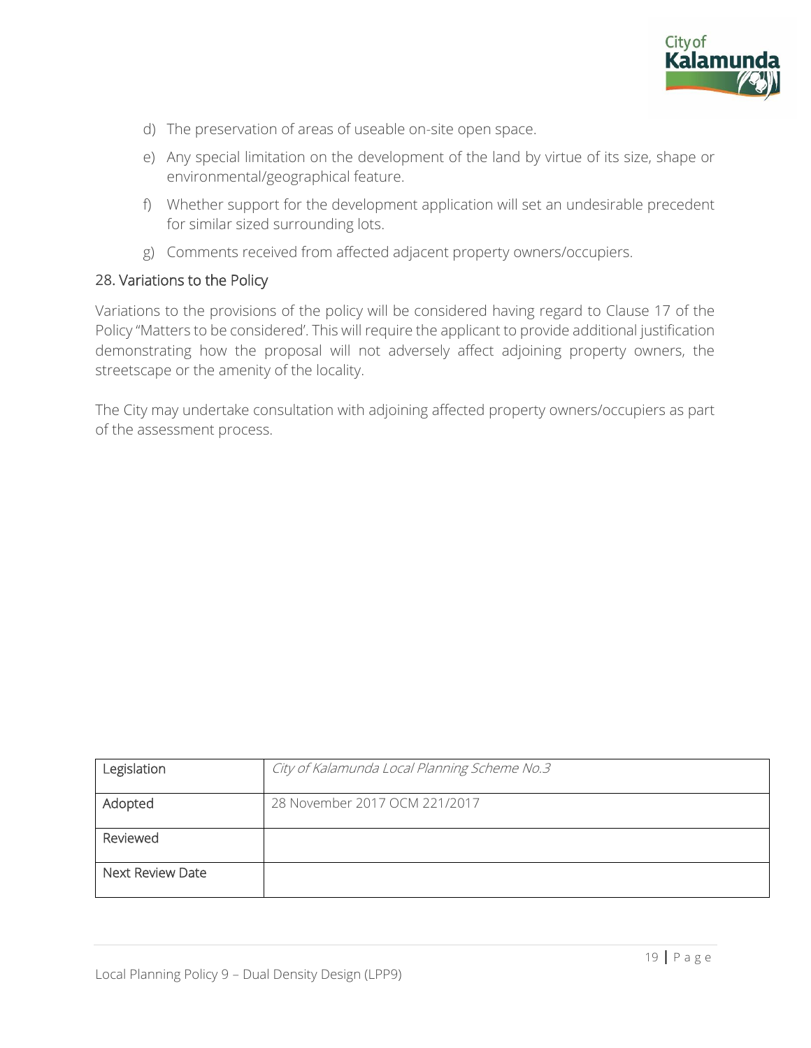d) The preservation of areas of useable on-site open space.

e) Any special limitation on the development of the land by virtue of its size, shape or environmental/geographical feature.

f) Whether support for the development application will set an undesirable precedent for similar sized surrounding lots.

g) Comments received from affected adjacent property owners/occupiers.

## 28. Variations to the Policy

Variations to the provisions of the policy will be considered having regard to Clause 17 of the Policy "Matters to be considered'. This will require the applicant to provide additional justification demonstrating how the proposal will not adversely affect adjoining property owners, the streetscape or the amenity of the locality.

The City may undertake consultation with adjoining affected property owners/occupiers as part of the assessment process.

| Legislation | *City of Kalamunda Local Planning Scheme No.3* |
|---|---|
| Adopted | 28 November 2017 OCM 221/2017 |
| Reviewed | |
| Next Review Date | |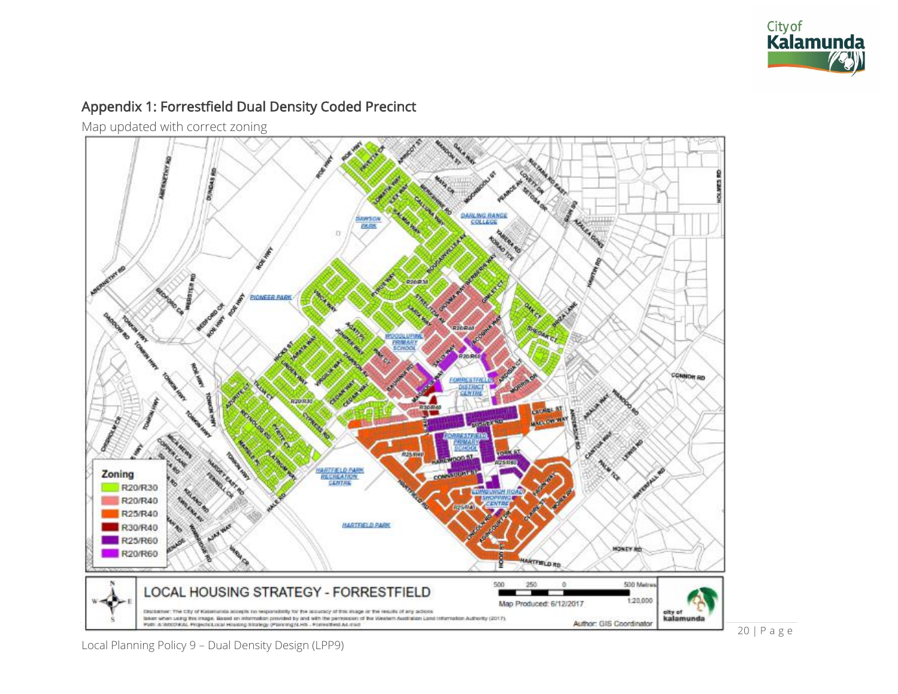## Appendix 1: Forrestfield Dual Density Coded Precinct

Map updated with correct zoning

**Zoning**

- R20/R30
- R20/R40
- R25/R40
- R30/R40
- R25/R60
- R20/R60

LOCAL HOUSING STRATEGY - FORRESTFIELD

Map Produced: 6/12/2017

1:20,000

Disclaimer: The City of Kalamunda accepts no responsibility for the accuracy of this image or the results of any actions taken when using this image. Based on information provided by and with the permission of the Western Australian Land Information Authority (2017).

Author: GIS Coordinator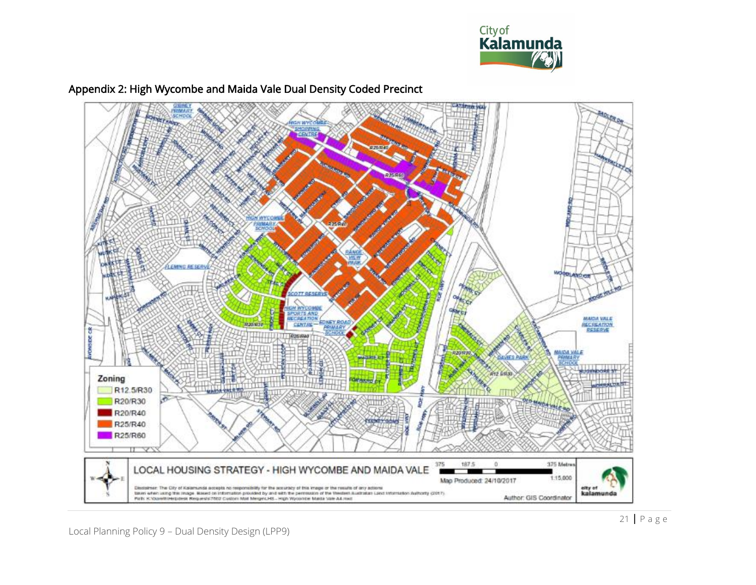## Appendix 2: High Wycombe and Maida Vale Dual Density Coded Precinct

**Zoning**

- R12.5/R30
- R20/R30
- R20/R40
- R25/R40
- R25/R60

LOCAL HOUSING STRATEGY - HIGH WYCOMBE AND MAIDA VALE

Map Produced: 24/10/2017

1:15,000

Author: GIS Coordinator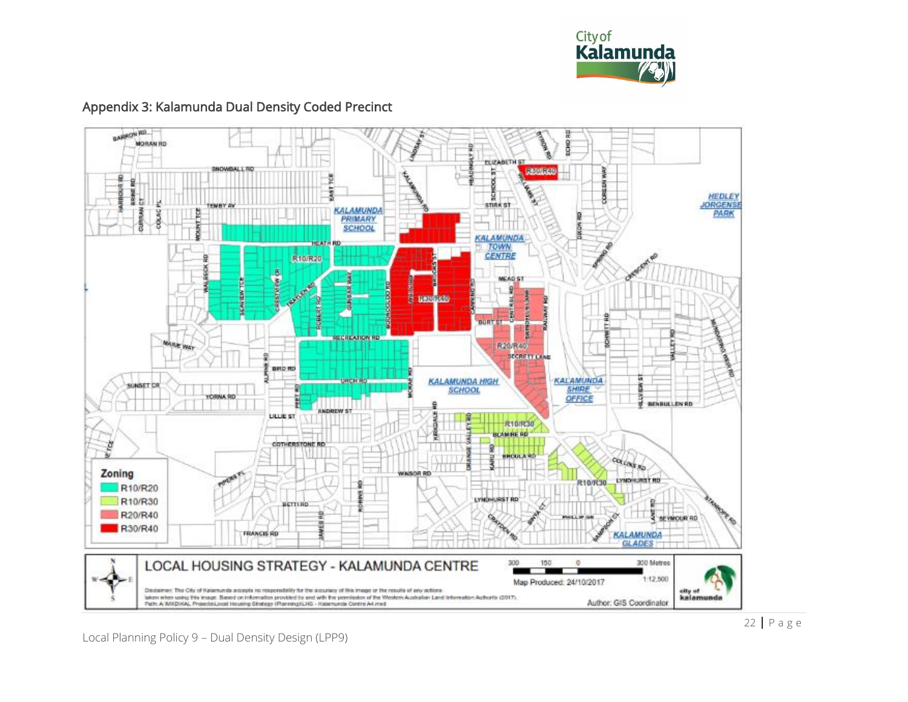## Appendix 3: Kalamunda Dual Density Coded Precinct

**Zoning**

- R10/R20
- R10/R30
- R20/R40
- R30/R40

LOCAL HOUSING STRATEGY - KALAMUNDA CENTRE

Map Produced: 24/10/2017

1:12,500

Author: GIS Coordinator

Disclaimer: The City of Kalamunda accepts no responsibility for the accuracy of this image or the results of any actions taken when using this image. Based on information provided by and with the permission of the Western Australian Land Information Authority (2017).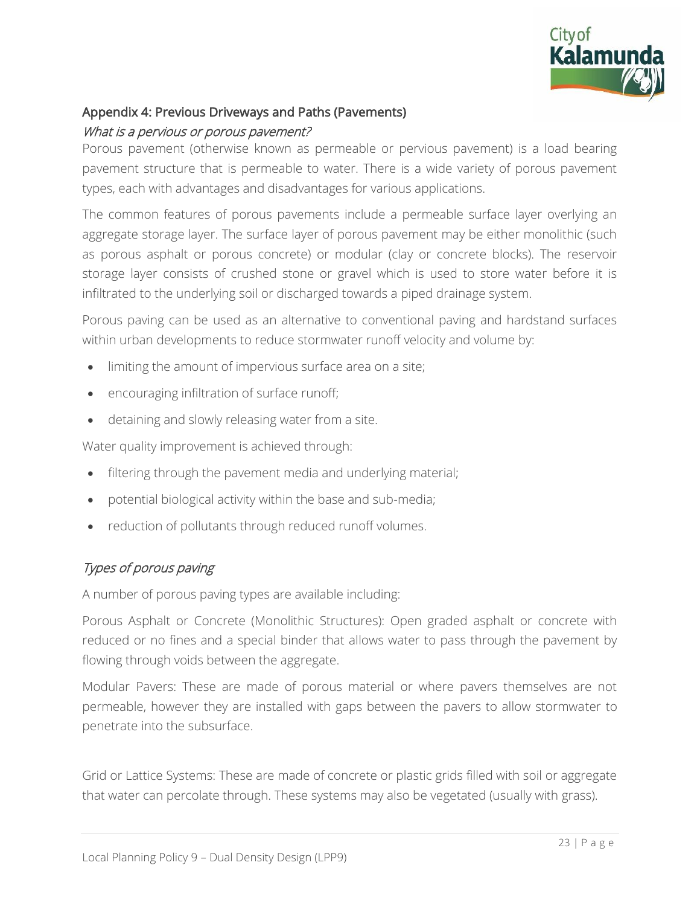## Appendix 4: Previous Driveways and Paths (Pavements)

### *What is a pervious or porous pavement?*

Porous pavement (otherwise known as permeable or pervious pavement) is a load bearing pavement structure that is permeable to water. There is a wide variety of porous pavement types, each with advantages and disadvantages for various applications.

The common features of porous pavements include a permeable surface layer overlying an aggregate storage layer. The surface layer of porous pavement may be either monolithic (such as porous asphalt or porous concrete) or modular (clay or concrete blocks). The reservoir storage layer consists of crushed stone or gravel which is used to store water before it is infiltrated to the underlying soil or discharged towards a piped drainage system.

Porous paving can be used as an alternative to conventional paving and hardstand surfaces within urban developments to reduce stormwater runoff velocity and volume by:

- limiting the amount of impervious surface area on a site;
- encouraging infiltration of surface runoff;
- detaining and slowly releasing water from a site.

Water quality improvement is achieved through:

- filtering through the pavement media and underlying material;
- potential biological activity within the base and sub-media;
- reduction of pollutants through reduced runoff volumes.

### *Types of porous paving*

A number of porous paving types are available including:

Porous Asphalt or Concrete (Monolithic Structures): Open graded asphalt or concrete with reduced or no fines and a special binder that allows water to pass through the pavement by flowing through voids between the aggregate.

Modular Pavers: These are made of porous material or where pavers themselves are not permeable, however they are installed with gaps between the pavers to allow stormwater to penetrate into the subsurface.

Grid or Lattice Systems: These are made of concrete or plastic grids filled with soil or aggregate that water can percolate through. These systems may also be vegetated (usually with grass).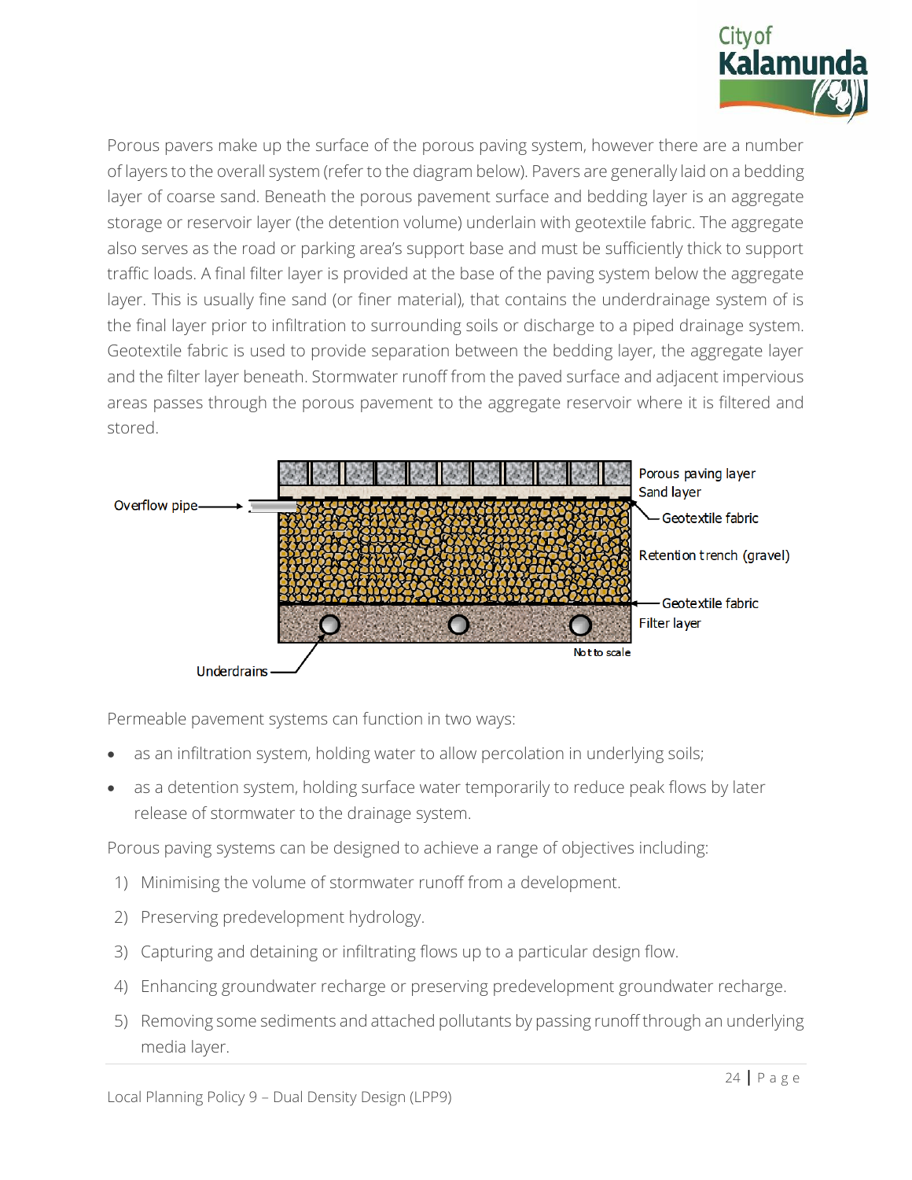Porous pavers make up the surface of the porous paving system, however there are a number of layers to the overall system (refer to the diagram below). Pavers are generally laid on a bedding layer of coarse sand. Beneath the porous pavement surface and bedding layer is an aggregate storage or reservoir layer (the detention volume) underlain with geotextile fabric. The aggregate also serves as the road or parking area's support base and must be sufficiently thick to support traffic loads. A final filter layer is provided at the base of the paving system below the aggregate layer. This is usually fine sand (or finer material), that contains the underdrainage system of is the final layer prior to infiltration to surrounding soils or discharge to a piped drainage system. Geotextile fabric is used to provide separation between the bedding layer, the aggregate layer and the filter layer beneath. Stormwater runoff from the paved surface and adjacent impervious areas passes through the porous pavement to the aggregate reservoir where it is filtered and stored.

Overflow pipe

Porous paving layer

Sand layer

Geotextile fabric

Retention trench (gravel)

Geotextile fabric

Filter layer

Not to scale

Underdrains

Permeable pavement systems can function in two ways:

- as an infiltration system, holding water to allow percolation in underlying soils;
- as a detention system, holding surface water temporarily to reduce peak flows by later release of stormwater to the drainage system.

Porous paving systems can be designed to achieve a range of objectives including:

1) Minimising the volume of stormwater runoff from a development.
2) Preserving predevelopment hydrology.
3) Capturing and detaining or infiltrating flows up to a particular design flow.
4) Enhancing groundwater recharge or preserving predevelopment groundwater recharge.
5) Removing some sediments and attached pollutants by passing runoff through an underlying media layer.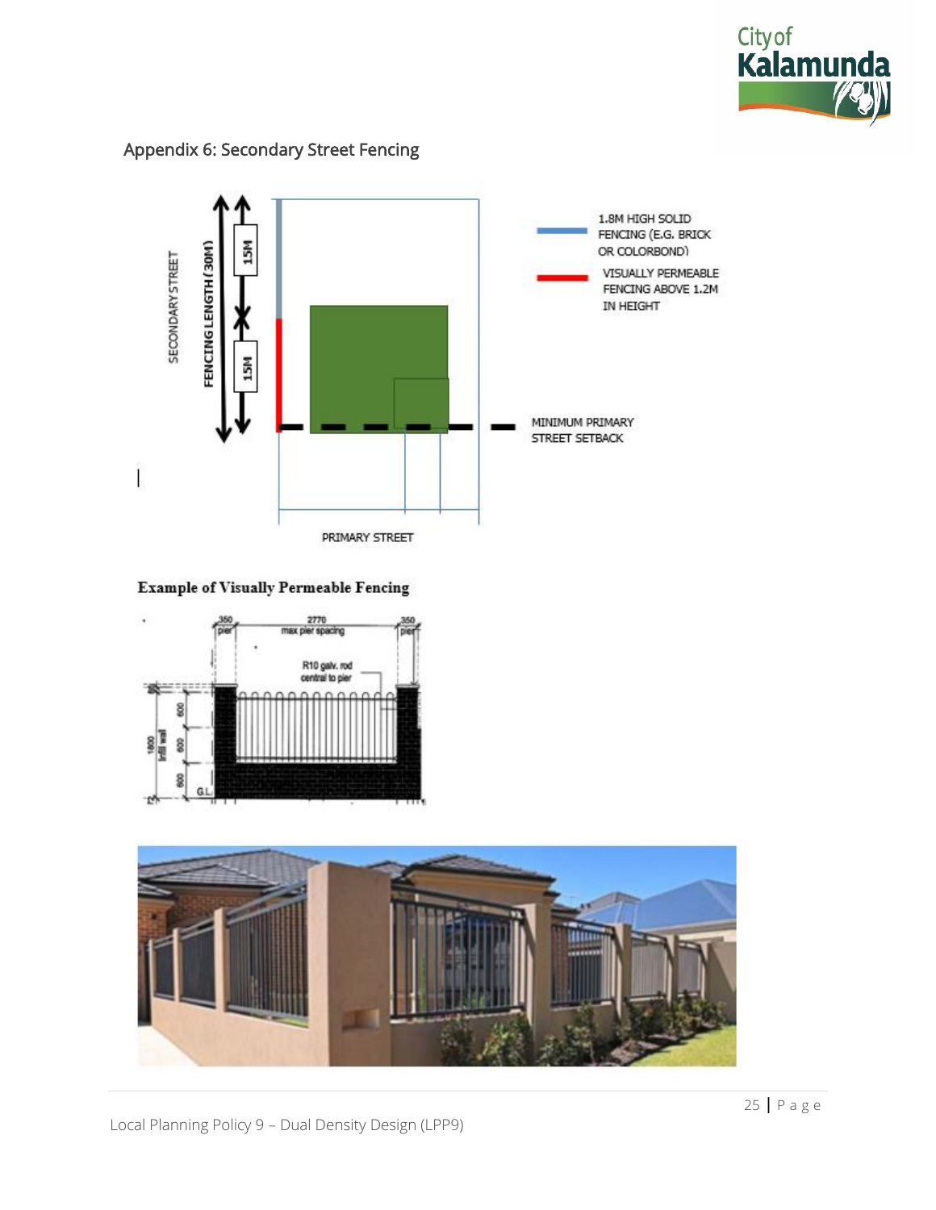## Appendix 6: Secondary Street Fencing

SECONDARY STREET

FENCING LENGTH (30M)

15M

15M

1.8M HIGH SOLID FENCING (E.G. BRICK OR COLORBOND)

VISUALLY PERMEABLE FENCING ABOVE 1.2M IN HEIGHT

MINIMUM PRIMARY STREET SETBACK

PRIMARY STREET

**Example of Visually Permeable Fencing**

350 pier

2770 max pier spacing

350 pier

R10 galv. rod central to pier

1800 Infill wall

600

600

600

G.L.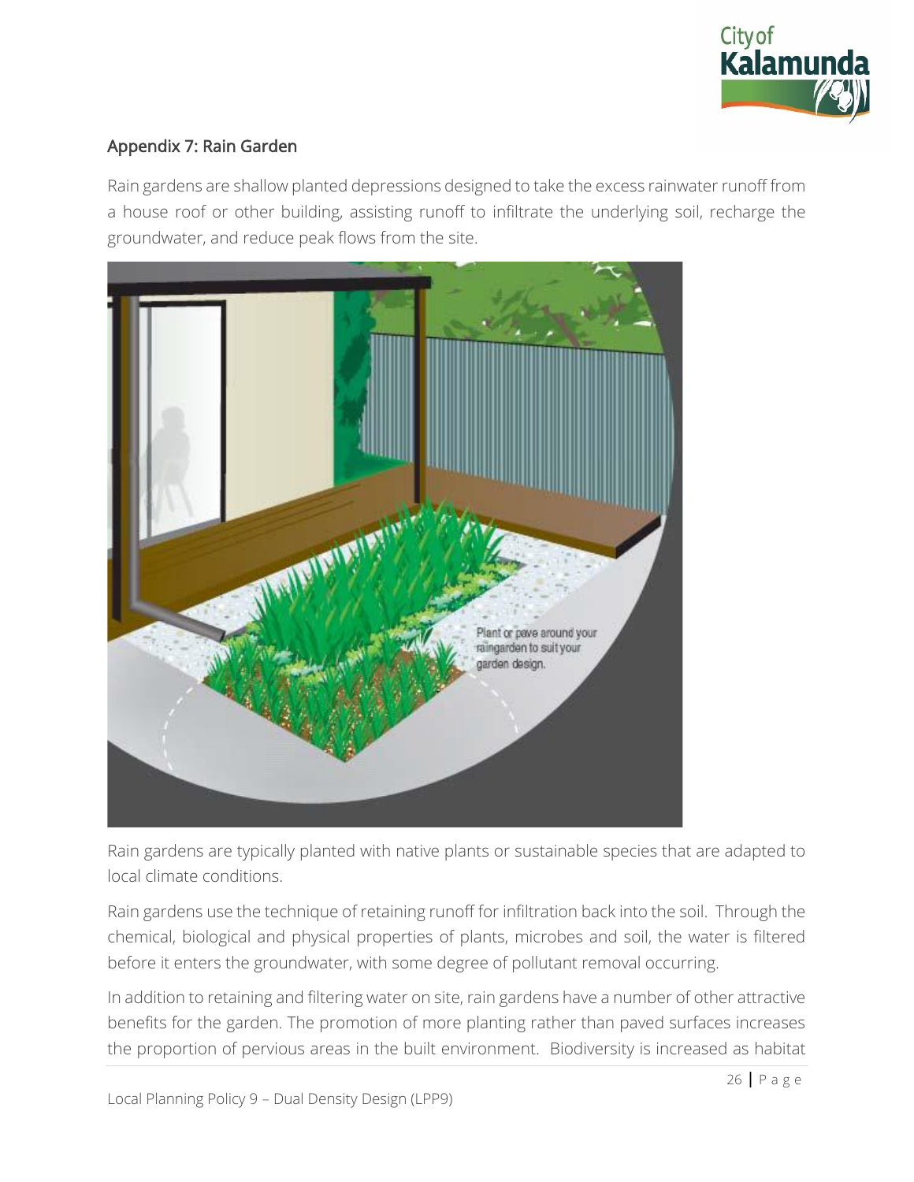## Appendix 7: Rain Garden

Rain gardens are shallow planted depressions designed to take the excess rainwater runoff from a house roof or other building, assisting runoff to infiltrate the underlying soil, recharge the groundwater, and reduce peak flows from the site.

Plant or pave around your raingarden to suit your garden design.

Rain gardens are typically planted with native plants or sustainable species that are adapted to local climate conditions.

Rain gardens use the technique of retaining runoff for infiltration back into the soil. Through the chemical, biological and physical properties of plants, microbes and soil, the water is filtered before it enters the groundwater, with some degree of pollutant removal occurring.

In addition to retaining and filtering water on site, rain gardens have a number of other attractive benefits for the garden. The promotion of more planting rather than paved surfaces increases the proportion of pervious areas in the built environment. Biodiversity is increased as habitat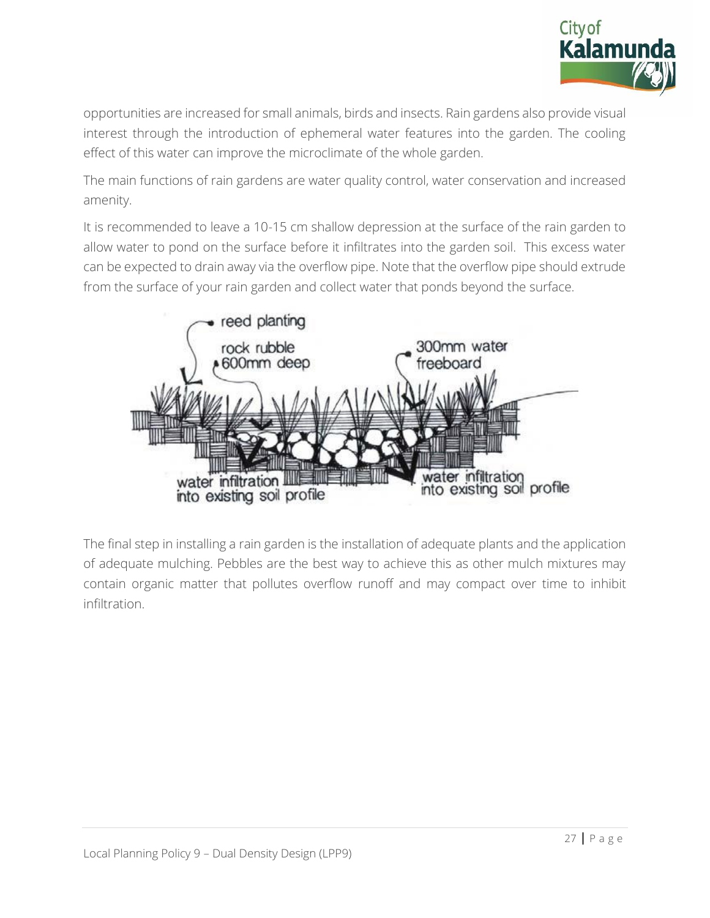opportunities are increased for small animals, birds and insects. Rain gardens also provide visual interest through the introduction of ephemeral water features into the garden. The cooling effect of this water can improve the microclimate of the whole garden.

The main functions of rain gardens are water quality control, water conservation and increased amenity.

It is recommended to leave a 10-15 cm shallow depression at the surface of the rain garden to allow water to pond on the surface before it infiltrates into the garden soil.  This excess water can be expected to drain away via the overflow pipe. Note that the overflow pipe should extrude from the surface of your rain garden and collect water that ponds beyond the surface.

The final step in installing a rain garden is the installation of adequate plants and the application of adequate mulching. Pebbles are the best way to achieve this as other mulch mixtures may contain organic matter that pollutes overflow runoff and may compact over time to inhibit infiltration.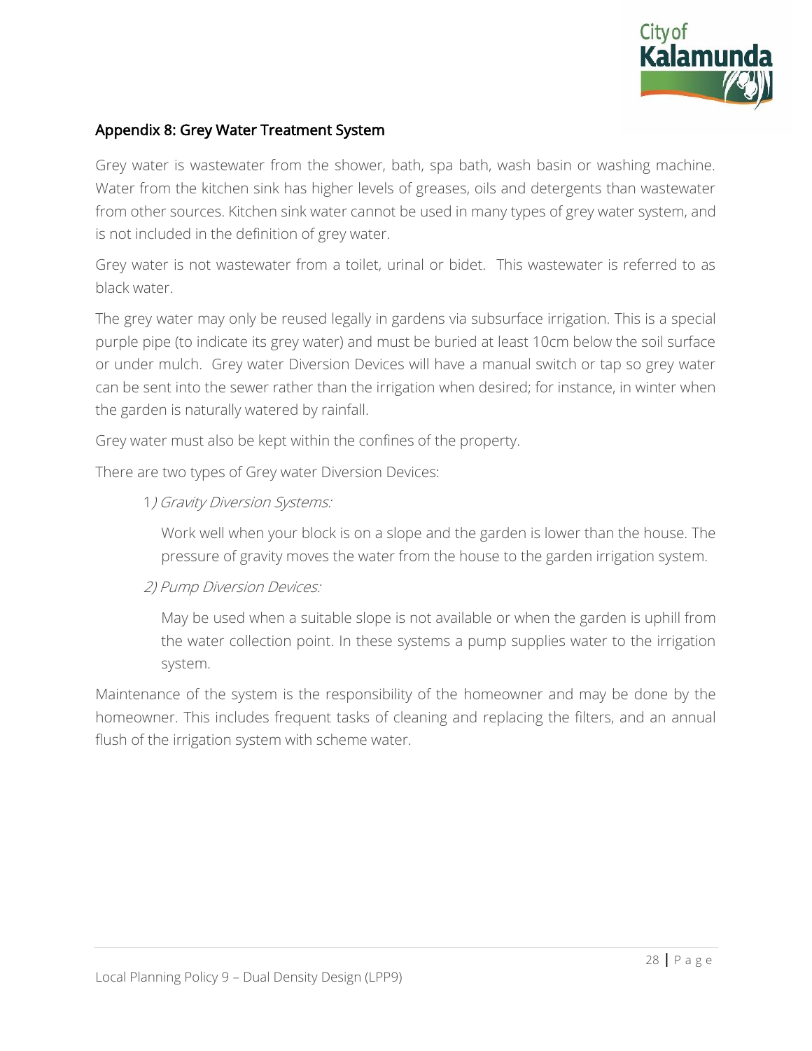## Appendix 8: Grey Water Treatment System

Grey water is wastewater from the shower, bath, spa bath, wash basin or washing machine. Water from the kitchen sink has higher levels of greases, oils and detergents than wastewater from other sources. Kitchen sink water cannot be used in many types of grey water system, and is not included in the definition of grey water.

Grey water is not wastewater from a toilet, urinal or bidet. This wastewater is referred to as black water.

The grey water may only be reused legally in gardens via subsurface irrigation. This is a special purple pipe (to indicate its grey water) and must be buried at least 10cm below the soil surface or under mulch. Grey water Diversion Devices will have a manual switch or tap so grey water can be sent into the sewer rather than the irrigation when desired; for instance, in winter when the garden is naturally watered by rainfall.

Grey water must also be kept within the confines of the property.

There are two types of Grey water Diversion Devices:

1*) Gravity Diversion Systems:*

Work well when your block is on a slope and the garden is lower than the house. The pressure of gravity moves the water from the house to the garden irrigation system.

*2) Pump Diversion Devices:*

May be used when a suitable slope is not available or when the garden is uphill from the water collection point. In these systems a pump supplies water to the irrigation system.

Maintenance of the system is the responsibility of the homeowner and may be done by the homeowner. This includes frequent tasks of cleaning and replacing the filters, and an annual flush of the irrigation system with scheme water.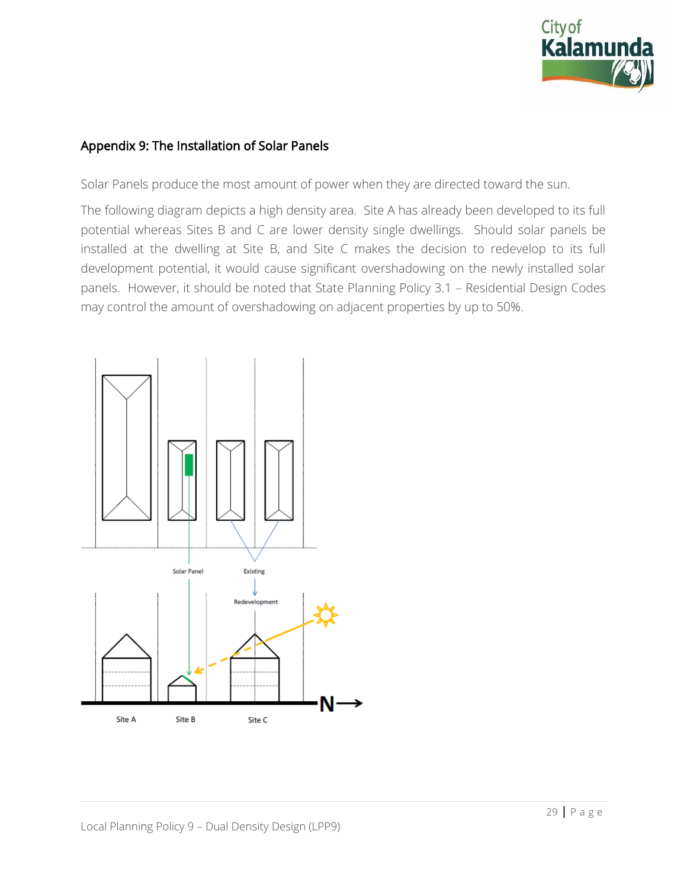## Appendix 9: The Installation of Solar Panels

Solar Panels produce the most amount of power when they are directed toward the sun.

The following diagram depicts a high density area. Site A has already been developed to its full potential whereas Sites B and C are lower density single dwellings. Should solar panels be installed at the dwelling at Site B, and Site C makes the decision to redevelop to its full development potential, it would cause significant overshadowing on the newly installed solar panels. However, it should be noted that State Planning Policy 3.1 – Residential Design Codes may control the amount of overshadowing on adjacent properties by up to 50%.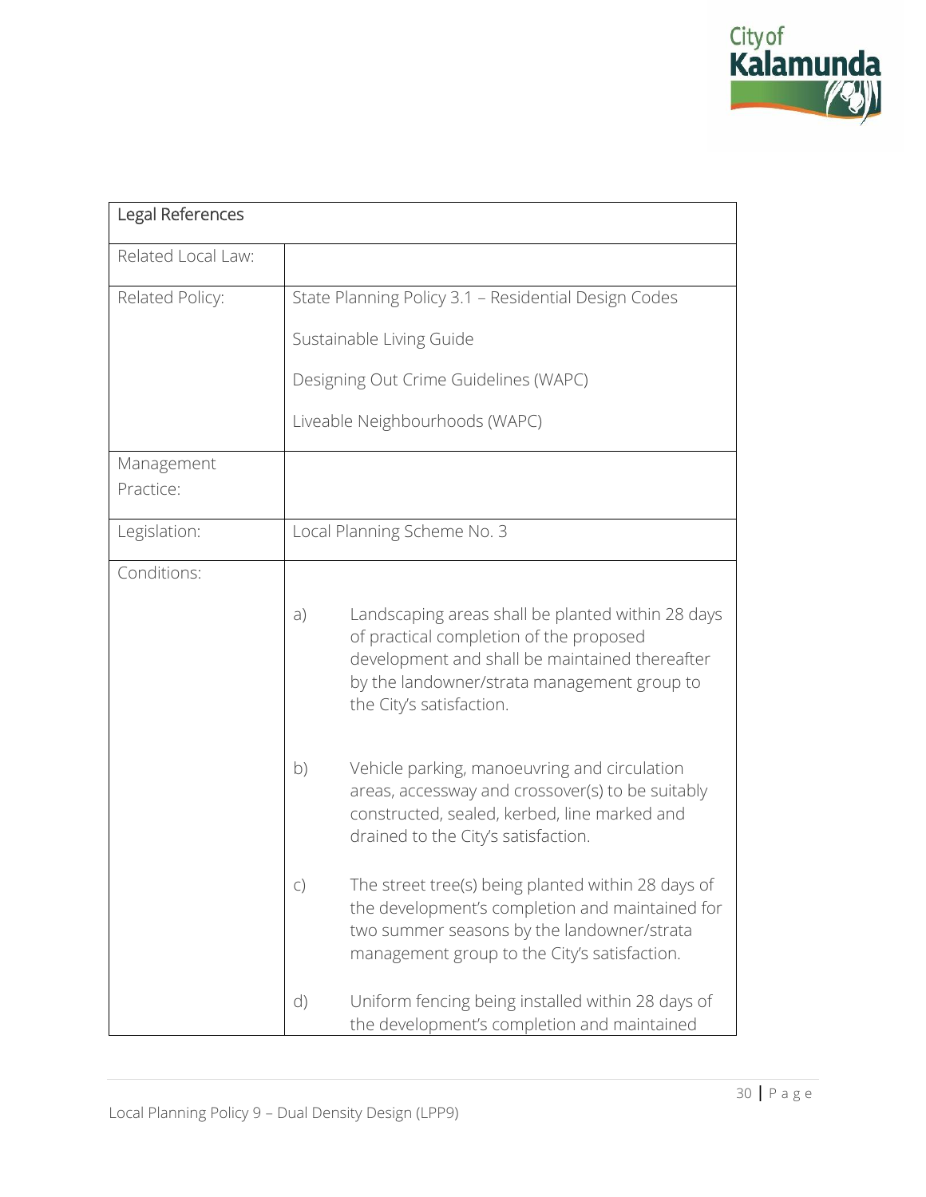| Legal References | |
|---|---|
| Related Local Law: | |
| Related Policy: | State Planning Policy 3.1 – Residential Design Codes<br><br>Sustainable Living Guide<br><br>Designing Out Crime Guidelines (WAPC)<br><br>Liveable Neighbourhoods (WAPC) |
| Management Practice: | |
| Legislation: | Local Planning Scheme No. 3 |
| Conditions: | a) Landscaping areas shall be planted within 28 days of practical completion of the proposed development and shall be maintained thereafter by the landowner/strata management group to the City's satisfaction.<br><br>b) Vehicle parking, manoeuvring and circulation areas, accessway and crossover(s) to be suitably constructed, sealed, kerbed, line marked and drained to the City's satisfaction.<br><br>c) The street tree(s) being planted within 28 days of the development's completion and maintained for two summer seasons by the landowner/strata management group to the City's satisfaction.<br><br>d) Uniform fencing being installed within 28 days of the development's completion and maintained |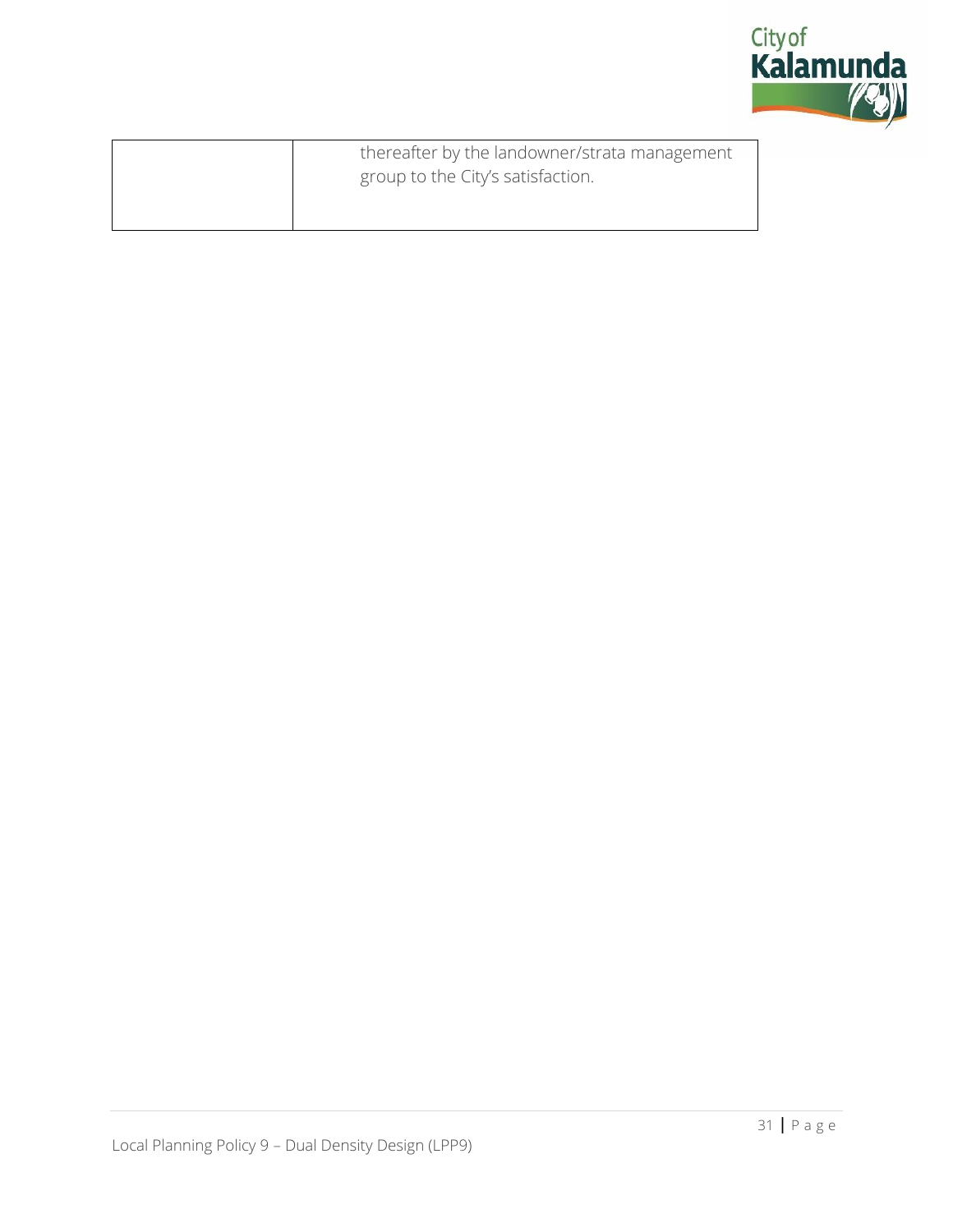| | |
|---|---|
| | thereafter by the landowner/strata management group to the City's satisfaction. |